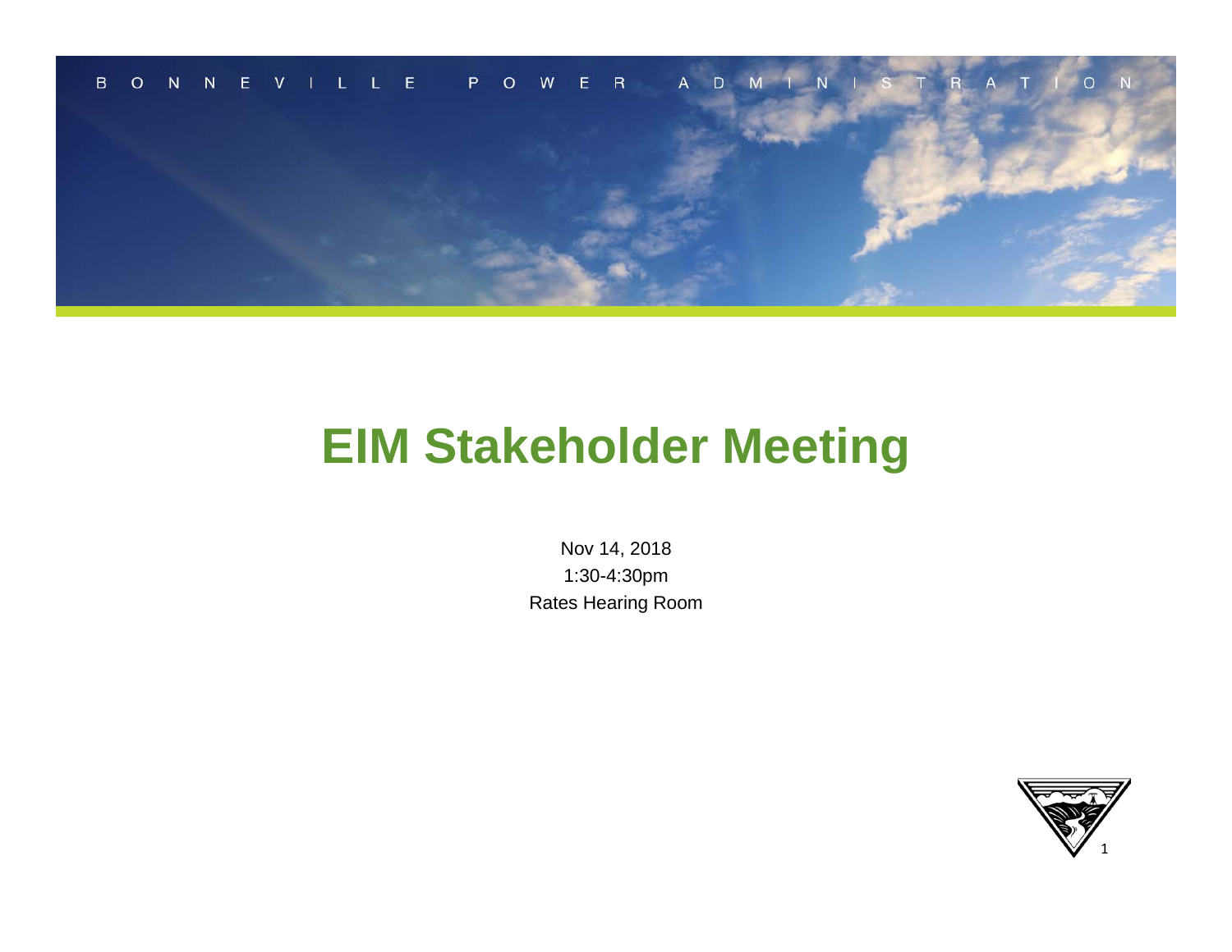BONNEVILLE POWER ADMINISTRATION

# EIM Stakeholder Meeting

Nov 14, 2018

1:30-4:30pm

Rates Hearing Room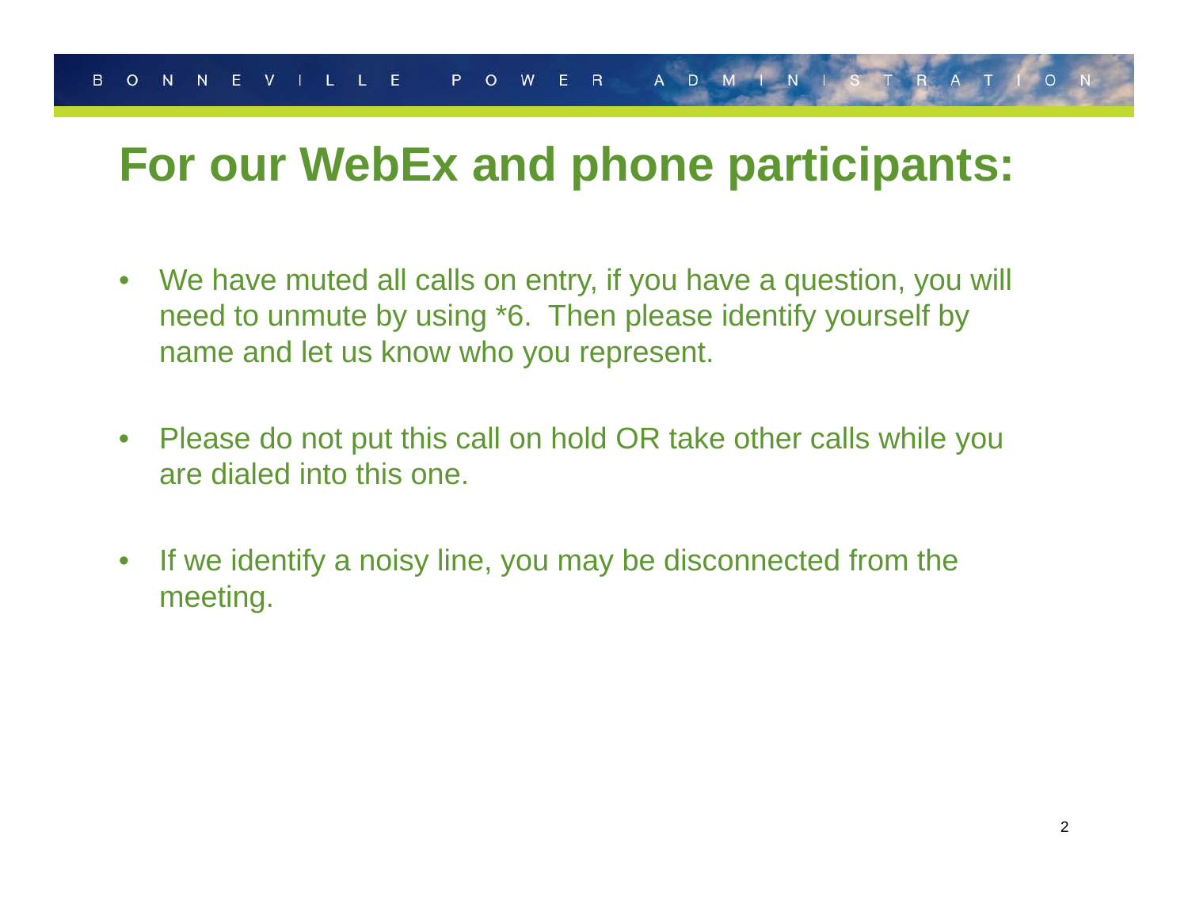# For our WebEx and phone participants:

- We have muted all calls on entry, if you have a question, you will need to unmute by using *6. Then please identify yourself by name and let us know who you represent.

- Please do not put this call on hold OR take other calls while you are dialed into this one.

- If we identify a noisy line, you may be disconnected from the meeting.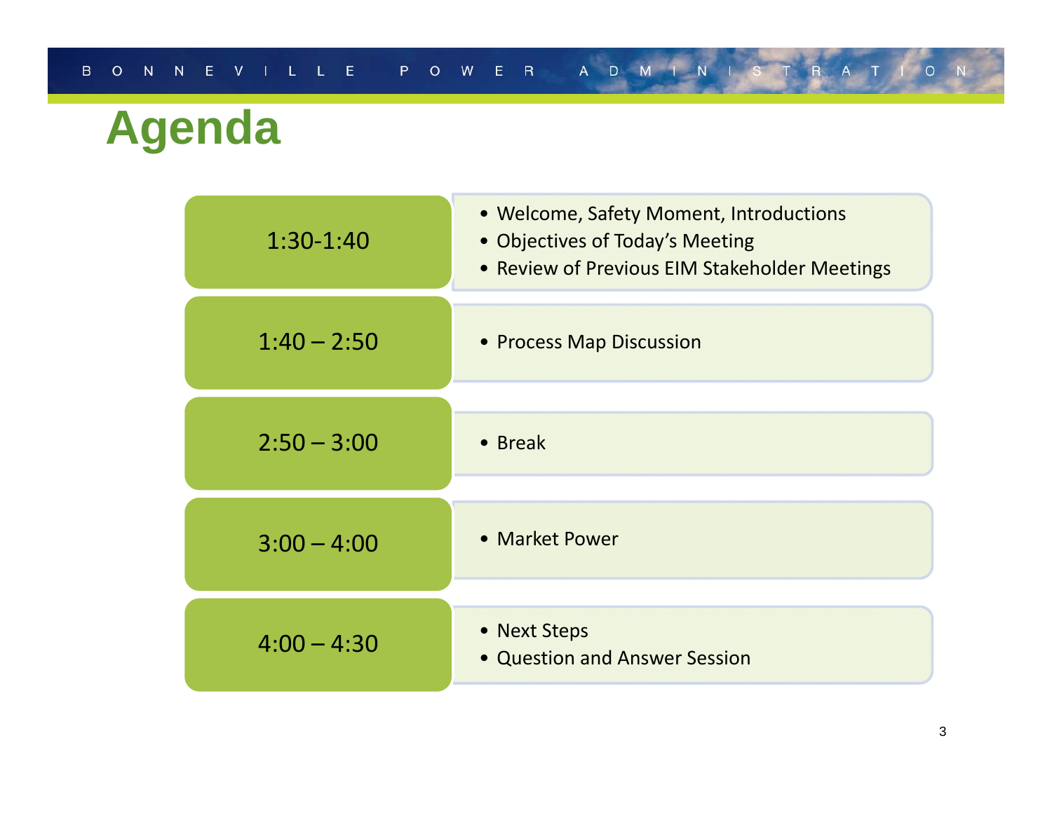# Agenda

| Time | Topics |
| --- | --- |
| 1:30-1:40 | • Welcome, Safety Moment, Introductions<br>• Objectives of Today's Meeting<br>• Review of Previous EIM Stakeholder Meetings |
| 1:40 – 2:50 | • Process Map Discussion |
| 2:50 – 3:00 | • Break |
| 3:00 – 4:00 | • Market Power |
| 4:00 – 4:30 | • Next Steps<br>• Question and Answer Session |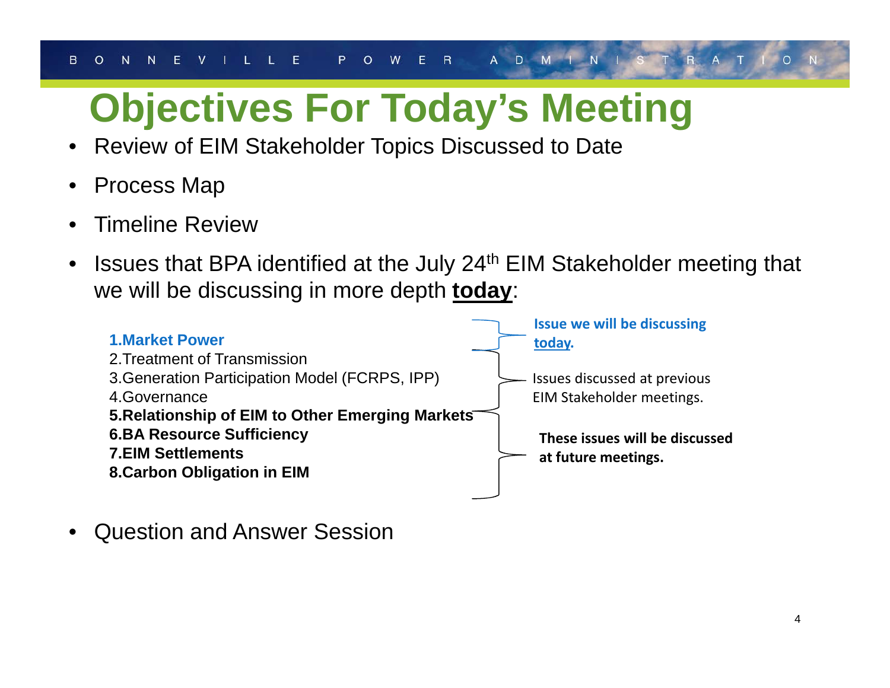# Objectives For Today's Meeting

- Review of EIM Stakeholder Topics Discussed to Date
- Process Map
- Timeline Review
- Issues that BPA identified at the July 24th EIM Stakeholder meeting that we will be discussing in more depth **today**:

  1. **Market Power** — Issue we will be discussing today.
  2. Treatment of Transmission
  3. Generation Participation Model (FCRPS, IPP)
  4. Governance

  Items 2–4: Issues discussed at previous EIM Stakeholder meetings.

  5. **Relationship of EIM to Other Emerging Markets**
  6. **BA Resource Sufficiency**
  7. **EIM Settlements**
  8. **Carbon Obligation in EIM**

  Items 5–8: **These issues will be discussed at future meetings.**

- Question and Answer Session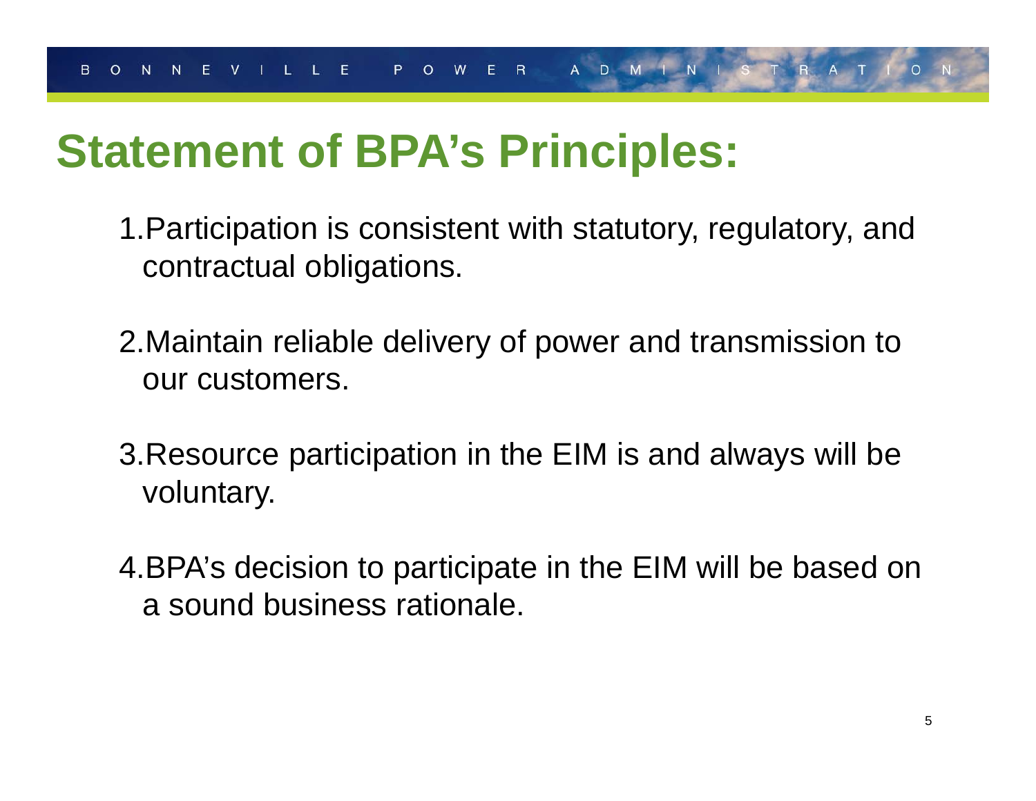# Statement of BPA's Principles:

1. Participation is consistent with statutory, regulatory, and contractual obligations.

2. Maintain reliable delivery of power and transmission to our customers.

3. Resource participation in the EIM is and always will be voluntary.

4. BPA's decision to participate in the EIM will be based on a sound business rationale.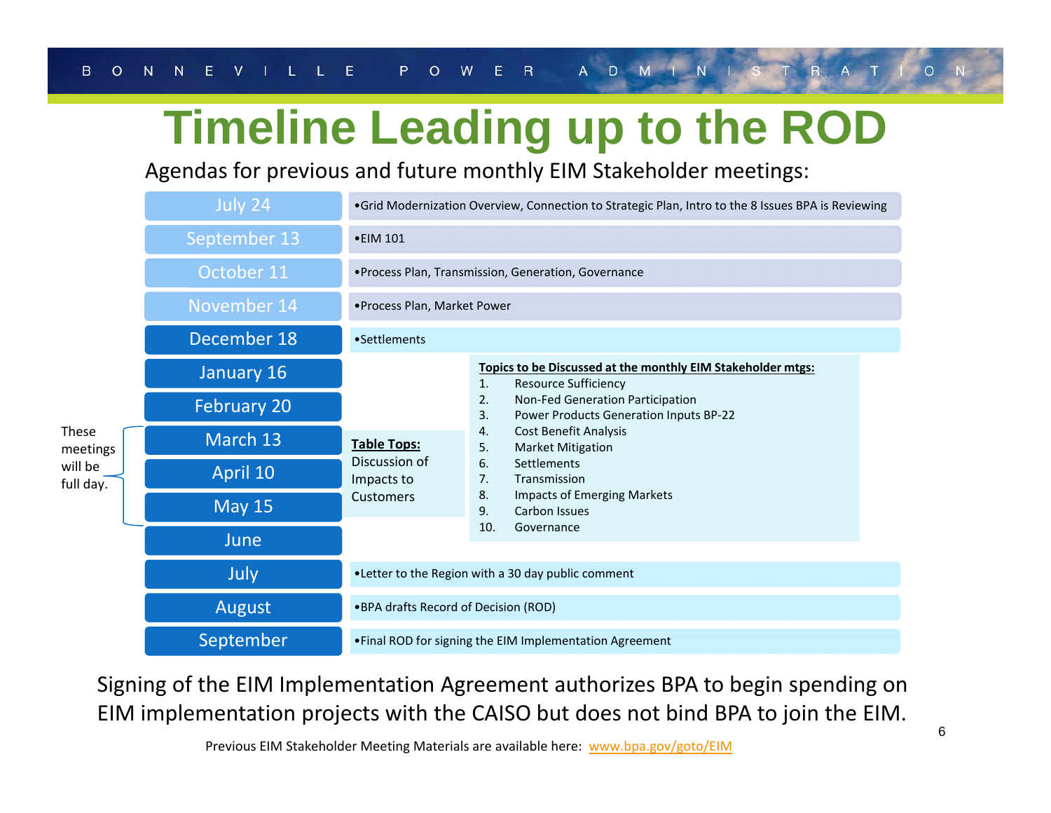# Timeline Leading up to the ROD

Agendas for previous and future monthly EIM Stakeholder meetings:

| Date | Agenda |
|---|---|
| July 24 | •Grid Modernization Overview, Connection to Strategic Plan, Intro to the 8 Issues BPA is Reviewing |
| September 13 | •EIM 101 |
| October 11 | •Process Plan, Transmission, Generation, Governance |
| November 14 | •Process Plan, Market Power |
| December 18 | •Settlements |
| January 16 | |
| February 20 | |
| March 13 | |
| April 10 | |
| May 15 | |
| June | |
| July | •Letter to the Region with a 30 day public comment |
| August | •BPA drafts Record of Decision (ROD) |
| September | •Final ROD for signing the EIM Implementation Agreement |

These meetings will be full day. (March 13, April 10, May 15)

**Table Tops:** Discussion of Impacts to Customers

**Topics to be Discussed at the monthly EIM Stakeholder mtgs:**

1. Resource Sufficiency
2. Non-Fed Generation Participation
3. Power Products Generation Inputs BP-22
4. Cost Benefit Analysis
5. Market Mitigation
6. Settlements
7. Transmission
8. Impacts of Emerging Markets
9. Carbon Issues
10. Governance

Signing of the EIM Implementation Agreement authorizes BPA to begin spending on EIM implementation projects with the CAISO but does not bind BPA to join the EIM.

Previous EIM Stakeholder Meeting Materials are available here: www.bpa.gov/goto/EIM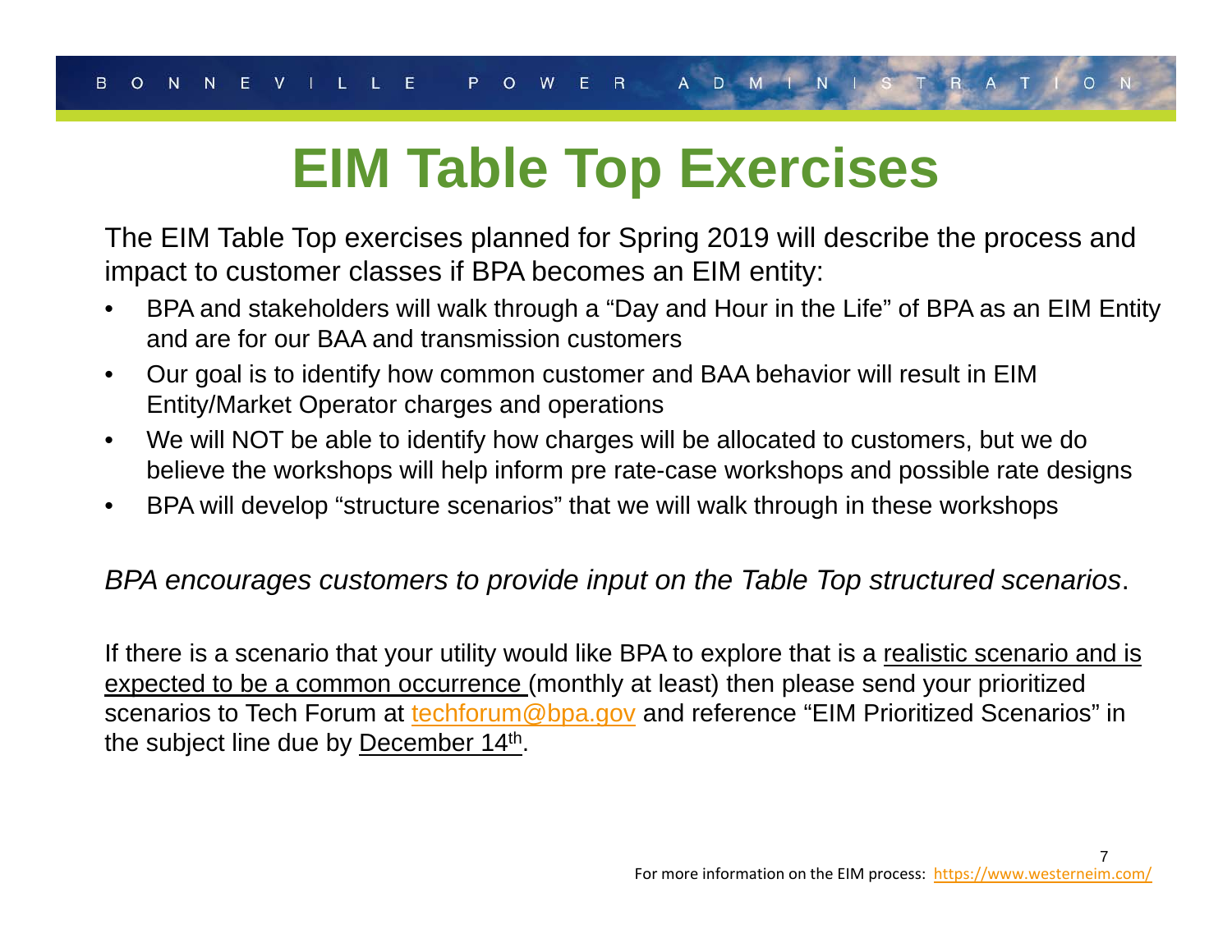# EIM Table Top Exercises

The EIM Table Top exercises planned for Spring 2019 will describe the process and impact to customer classes if BPA becomes an EIM entity:

- BPA and stakeholders will walk through a "Day and Hour in the Life" of BPA as an EIM Entity and are for our BAA and transmission customers
- Our goal is to identify how common customer and BAA behavior will result in EIM Entity/Market Operator charges and operations
- We will NOT be able to identify how charges will be allocated to customers, but we do believe the workshops will help inform pre rate-case workshops and possible rate designs
- BPA will develop "structure scenarios" that we will walk through in these workshops

*BPA encourages customers to provide input on the Table Top structured scenarios*.

If there is a scenario that your utility would like BPA to explore that is a realistic scenario and is expected to be a common occurrence (monthly at least) then please send your prioritized scenarios to Tech Forum at techforum@bpa.gov and reference "EIM Prioritized Scenarios" in the subject line due by December 14th.

For more information on the EIM process: https://www.westerneim.com/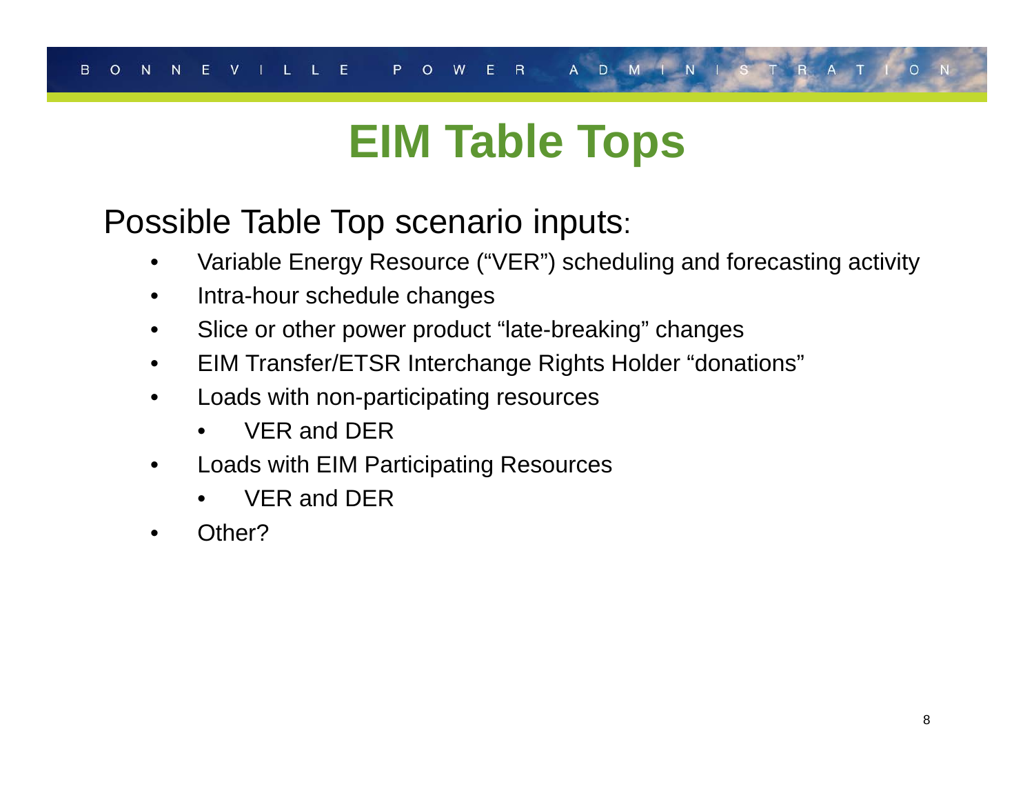# EIM Table Tops

Possible Table Top scenario inputs:

- Variable Energy Resource (“VER”) scheduling and forecasting activity
- Intra-hour schedule changes
- Slice or other power product “late-breaking” changes
- EIM Transfer/ETSR Interchange Rights Holder “donations”
- Loads with non-participating resources
  - VER and DER
- Loads with EIM Participating Resources
  - VER and DER
- Other?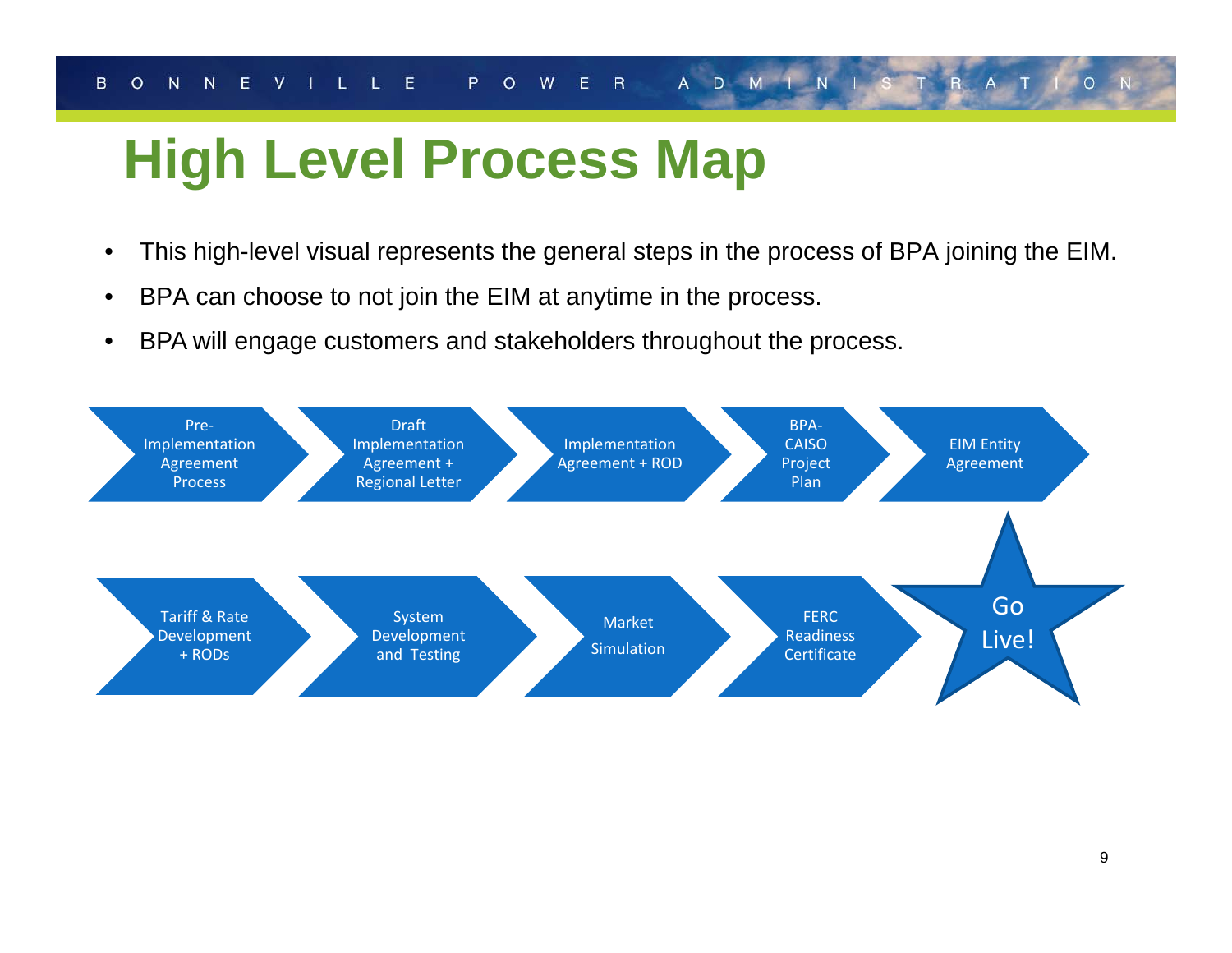# High Level Process Map

- This high-level visual represents the general steps in the process of BPA joining the EIM.
- BPA can choose to not join the EIM at anytime in the process.
- BPA will engage customers and stakeholders throughout the process.

Pre-Implementation Agreement Process → Draft Implementation Agreement + Regional Letter → Implementation Agreement + ROD → BPA-CAISO Project Plan → EIM Entity Agreement

Tariff & Rate Development + RODs → System Development and Testing → Market Simulation → FERC Readiness Certificate → Go Live!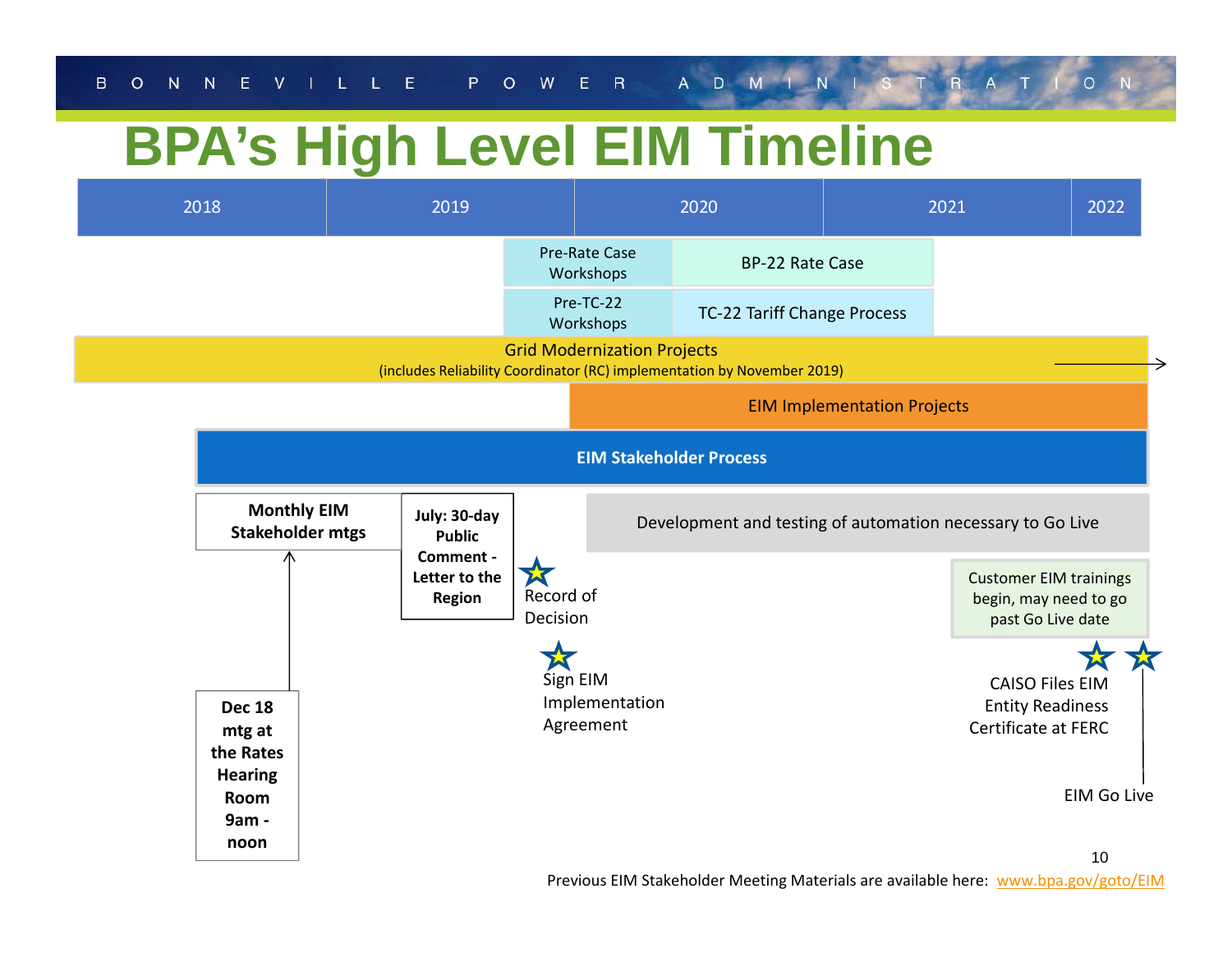# BPA's High Level EIM Timeline

| 2018 | 2019 | 2020 | 2021 | 2022 |
|---|---|---|---|---|

- Pre-Rate Case Workshops
- BP-22 Rate Case
- Pre-TC-22 Workshops
- TC-22 Tariff Change Process
- Grid Modernization Projects (includes Reliability Coordinator (RC) implementation by November 2019)
- EIM Implementation Projects
- **EIM Stakeholder Process**
- **Monthly EIM Stakeholder mtgs**
- **July: 30-day Public Comment - Letter to the Region**
- Record of Decision
- Development and testing of automation necessary to Go Live
- Customer EIM trainings begin, may need to go past Go Live date
- Sign EIM Implementation Agreement
- CAISO Files EIM Entity Readiness Certificate at FERC
- EIM Go Live
- **Dec 18 mtg at the Rates Hearing Room 9am - noon**

Previous EIM Stakeholder Meeting Materials are available here: www.bpa.gov/goto/EIM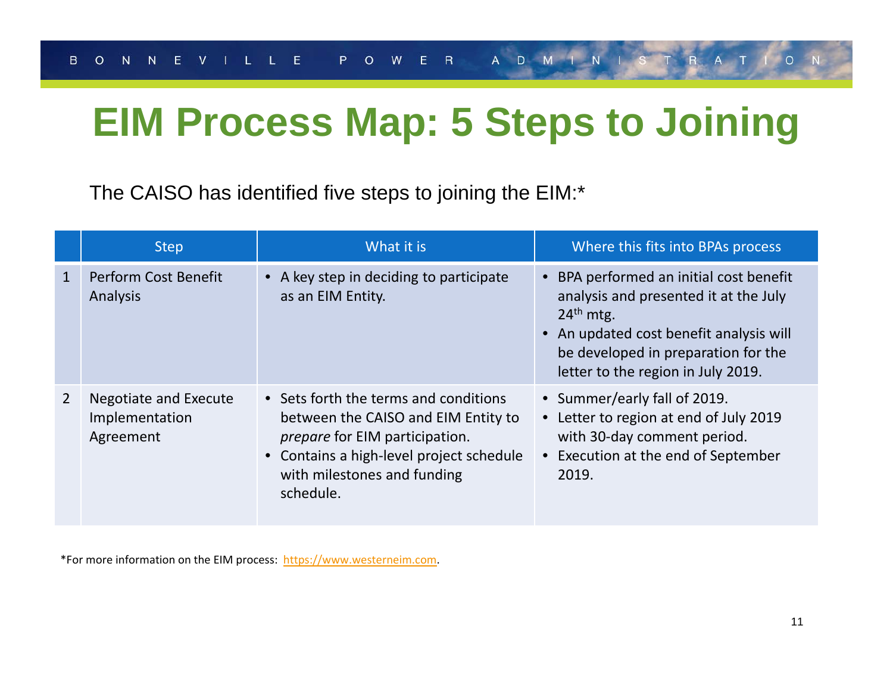# EIM Process Map: 5 Steps to Joining

The CAISO has identified five steps to joining the EIM:*

| | Step | What it is | Where this fits into BPAs process |
|---|---|---|---|
| 1 | Perform Cost Benefit Analysis | • A key step in deciding to participate as an EIM Entity. | • BPA performed an initial cost benefit analysis and presented it at the July 24th mtg.<br>• An updated cost benefit analysis will be developed in preparation for the letter to the region in July 2019. |
| 2 | Negotiate and Execute Implementation Agreement | • Sets forth the terms and conditions between the CAISO and EIM Entity to *prepare* for EIM participation.<br>• Contains a high-level project schedule with milestones and funding schedule. | • Summer/early fall of 2019.<br>• Letter to region at end of July 2019 with 30-day comment period.<br>• Execution at the end of September 2019. |

*For more information on the EIM process: [https://www.westerneim.com](https://www.westerneim.com).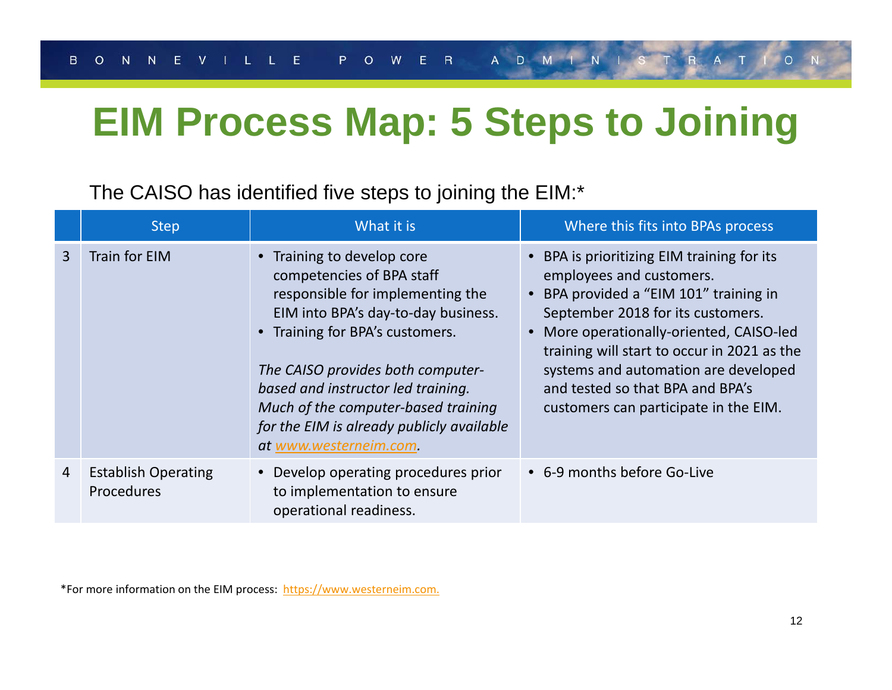# EIM Process Map: 5 Steps to Joining

The CAISO has identified five steps to joining the EIM:*

| | Step | What it is | Where this fits into BPAs process |
|---|---|---|---|
| 3 | Train for EIM | • Training to develop core competencies of BPA staff responsible for implementing the EIM into BPA's day-to-day business.<br>• Training for BPA's customers.<br><br>*The CAISO provides both computer-based and instructor led training. Much of the computer-based training for the EIM is already publicly available at [www.westerneim.com](www.westerneim.com).* | • BPA is prioritizing EIM training for its employees and customers.<br>• BPA provided a "EIM 101" training in September 2018 for its customers.<br>• More operationally-oriented, CAISO-led training will start to occur in 2021 as the systems and automation are developed and tested so that BPA and BPA's customers can participate in the EIM. |
| 4 | Establish Operating Procedures | • Develop operating procedures prior to implementation to ensure operational readiness. | • 6-9 months before Go-Live |

*For more information on the EIM process: [https://www.westerneim.com.](https://www.westerneim.com)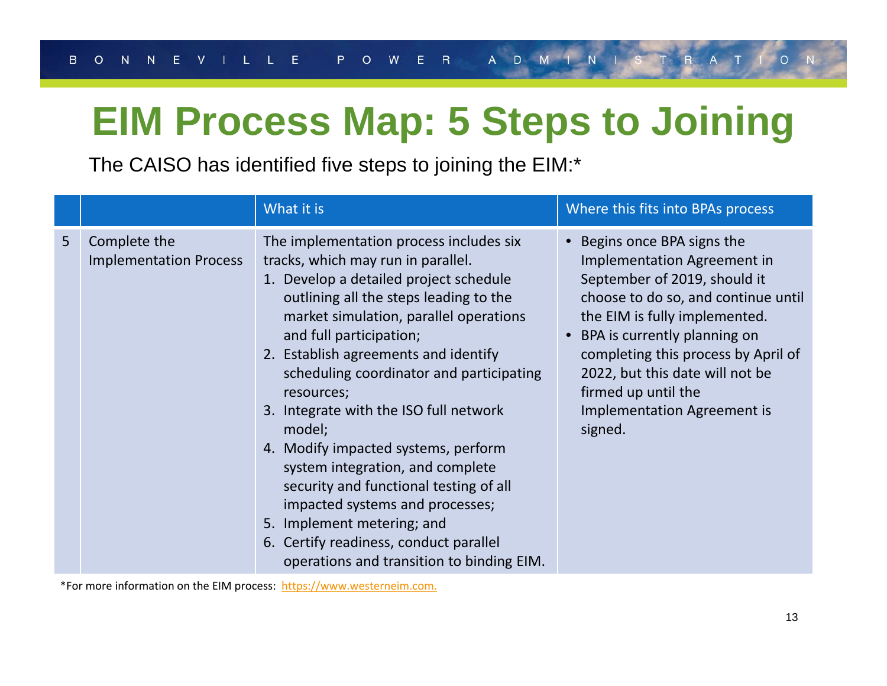# EIM Process Map: 5 Steps to Joining

The CAISO has identified five steps to joining the EIM:*

| | | What it is | Where this fits into BPAs process |
|---|---|---|---|
| 5 | Complete the Implementation Process | The implementation process includes six tracks, which may run in parallel.<br>1. Develop a detailed project schedule outlining all the steps leading to the market simulation, parallel operations and full participation;<br>2. Establish agreements and identify scheduling coordinator and participating resources;<br>3. Integrate with the ISO full network model;<br>4. Modify impacted systems, perform system integration, and complete security and functional testing of all impacted systems and processes;<br>5. Implement metering; and<br>6. Certify readiness, conduct parallel operations and transition to binding EIM. | • Begins once BPA signs the Implementation Agreement in September of 2019, should it choose to do so, and continue until the EIM is fully implemented.<br>• BPA is currently planning on completing this process by April of 2022, but this date will not be firmed up until the Implementation Agreement is signed. |

*For more information on the EIM process: https://www.westerneim.com.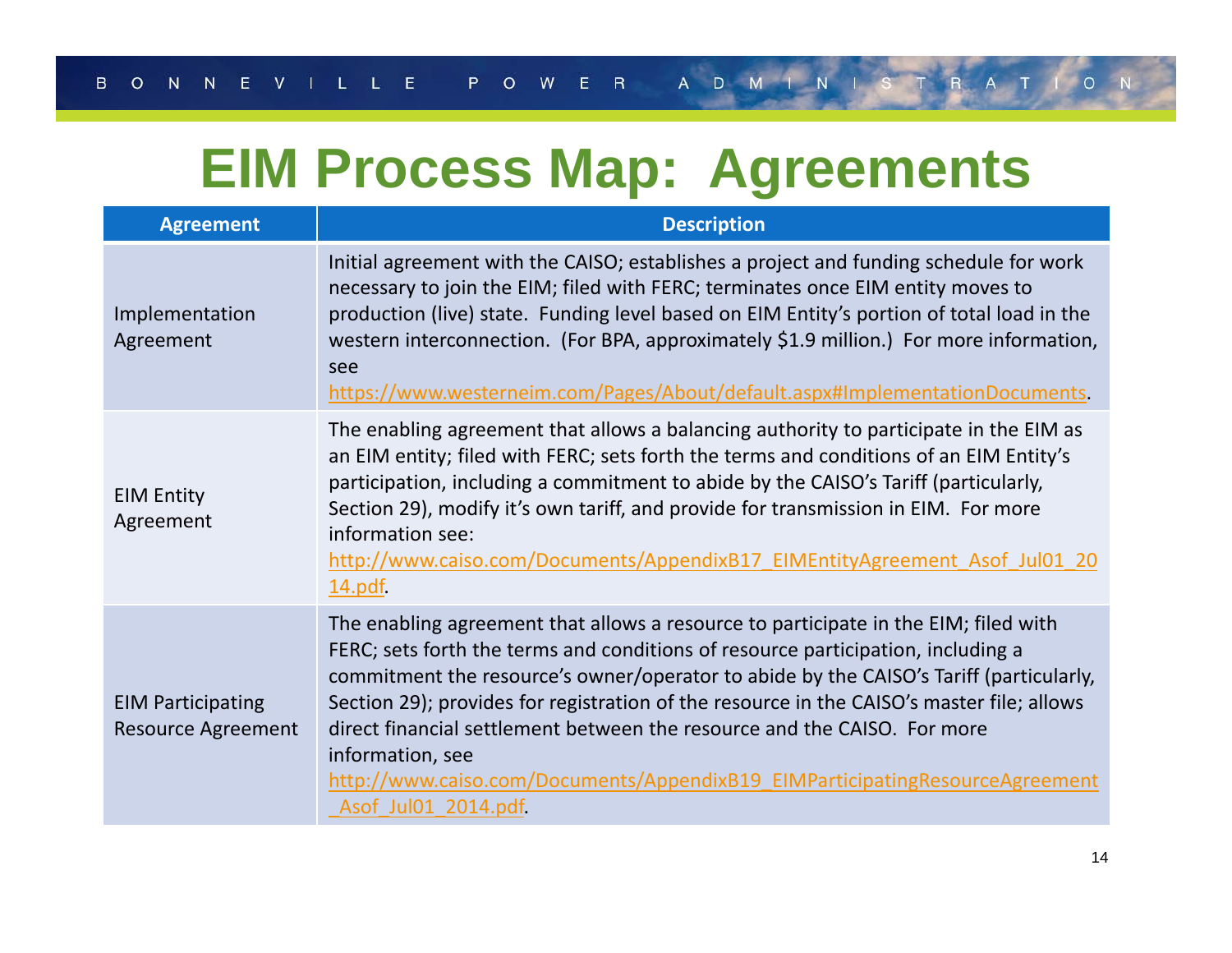# EIM Process Map: Agreements

| Agreement | Description |
|---|---|
| Implementation Agreement | Initial agreement with the CAISO; establishes a project and funding schedule for work necessary to join the EIM; filed with FERC; terminates once EIM entity moves to production (live) state. Funding level based on EIM Entity's portion of total load in the western interconnection. (For BPA, approximately $1.9 million.) For more information, see https://www.westerneim.com/Pages/About/default.aspx#ImplementationDocuments. |
| EIM Entity Agreement | The enabling agreement that allows a balancing authority to participate in the EIM as an EIM entity; filed with FERC; sets forth the terms and conditions of an EIM Entity's participation, including a commitment to abide by the CAISO's Tariff (particularly, Section 29), modify it's own tariff, and provide for transmission in EIM. For more information see: http://www.caiso.com/Documents/AppendixB17_EIMEntityAgreement_Asof_Jul01_2014.pdf. |
| EIM Participating Resource Agreement | The enabling agreement that allows a resource to participate in the EIM; filed with FERC; sets forth the terms and conditions of resource participation, including a commitment the resource's owner/operator to abide by the CAISO's Tariff (particularly, Section 29); provides for registration of the resource in the CAISO's master file; allows direct financial settlement between the resource and the CAISO. For more information, see http://www.caiso.com/Documents/AppendixB19_EIMParticipatingResourceAgreement_Asof_Jul01_2014.pdf. |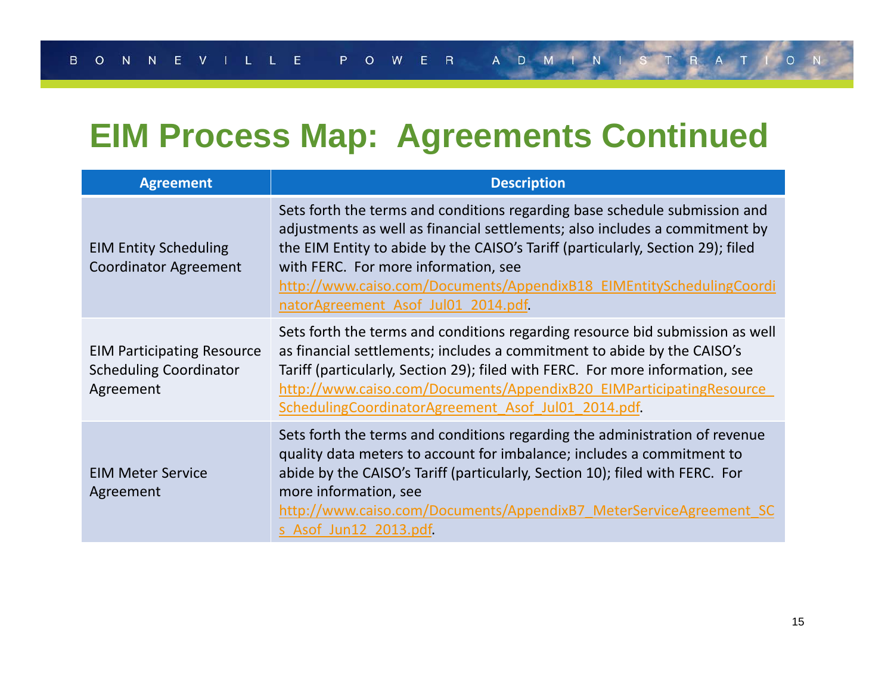# EIM Process Map: Agreements Continued

| Agreement | Description |
|---|---|
| EIM Entity Scheduling Coordinator Agreement | Sets forth the terms and conditions regarding base schedule submission and adjustments as well as financial settlements; also includes a commitment by the EIM Entity to abide by the CAISO's Tariff (particularly, Section 29); filed with FERC. For more information, see http://www.caiso.com/Documents/AppendixB18_EIMEntitySchedulingCoordinatorAgreement_Asof_Jul01_2014.pdf. |
| EIM Participating Resource Scheduling Coordinator Agreement | Sets forth the terms and conditions regarding resource bid submission as well as financial settlements; includes a commitment to abide by the CAISO's Tariff (particularly, Section 29); filed with FERC. For more information, see http://www.caiso.com/Documents/AppendixB20_EIMParticipatingResource_SchedulingCoordinatorAgreement_Asof_Jul01_2014.pdf. |
| EIM Meter Service Agreement | Sets forth the terms and conditions regarding the administration of revenue quality data meters to account for imbalance; includes a commitment to abide by the CAISO's Tariff (particularly, Section 10); filed with FERC. For more information, see http://www.caiso.com/Documents/AppendixB7_MeterServiceAgreement_SCs_Asof_Jun12_2013.pdf. |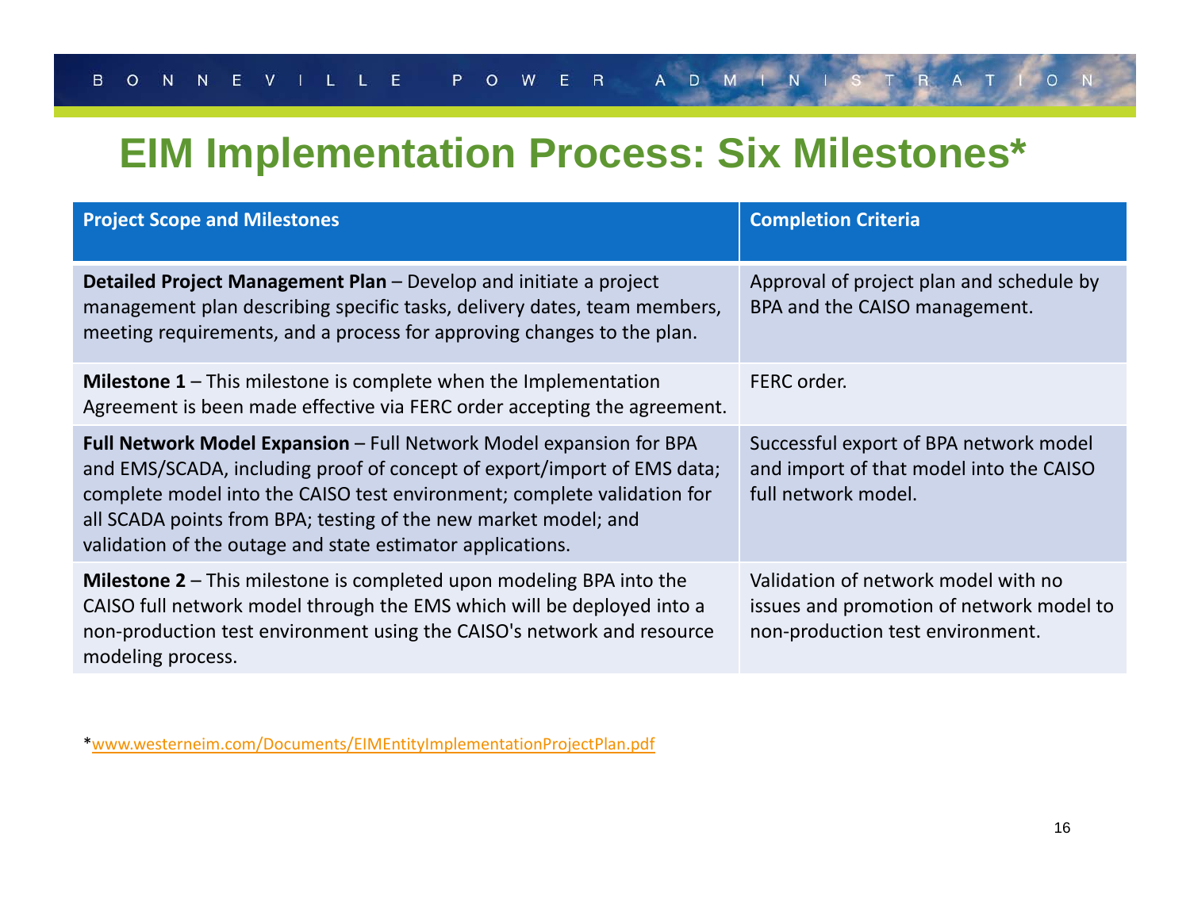# EIM Implementation Process: Six Milestones*

| Project Scope and Milestones | Completion Criteria |
|---|---|
| **Detailed Project Management Plan** – Develop and initiate a project management plan describing specific tasks, delivery dates, team members, meeting requirements, and a process for approving changes to the plan. | Approval of project plan and schedule by BPA and the CAISO management. |
| **Milestone 1** – This milestone is complete when the Implementation Agreement is been made effective via FERC order accepting the agreement. | FERC order. |
| **Full Network Model Expansion** – Full Network Model expansion for BPA and EMS/SCADA, including proof of concept of export/import of EMS data; complete model into the CAISO test environment; complete validation for all SCADA points from BPA; testing of the new market model; and validation of the outage and state estimator applications. | Successful export of BPA network model and import of that model into the CAISO full network model. |
| **Milestone 2** – This milestone is completed upon modeling BPA into the CAISO full network model through the EMS which will be deployed into a non-production test environment using the CAISO's network and resource modeling process. | Validation of network model with no issues and promotion of network model to non-production test environment. |

*www.westerneim.com/Documents/EIMEntityImplementationProjectPlan.pdf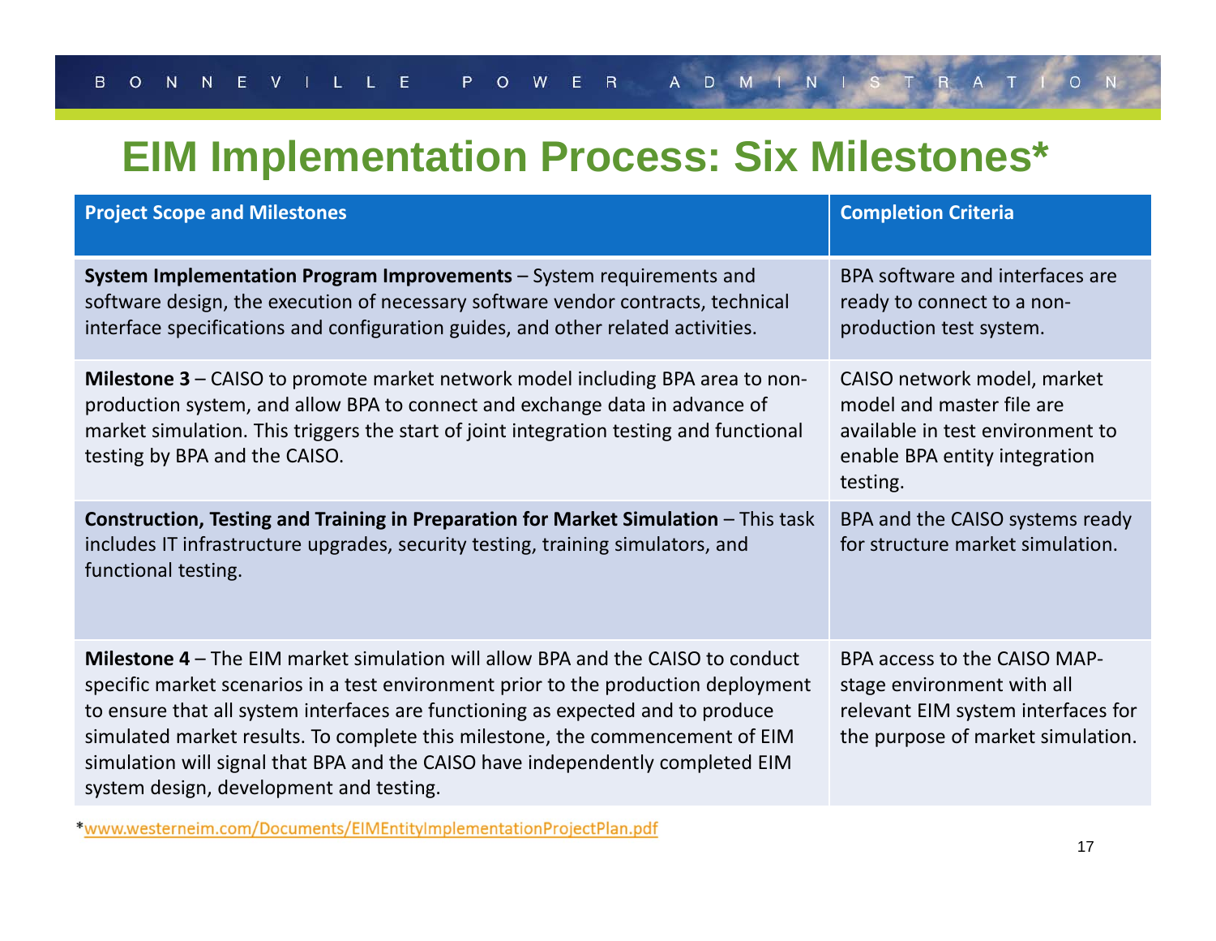# EIM Implementation Process: Six Milestones*

| Project Scope and Milestones | Completion Criteria |
|---|---|
| **System Implementation Program Improvements** – System requirements and software design, the execution of necessary software vendor contracts, technical interface specifications and configuration guides, and other related activities. | BPA software and interfaces are ready to connect to a non-production test system. |
| **Milestone 3** – CAISO to promote market network model including BPA area to non-production system, and allow BPA to connect and exchange data in advance of market simulation. This triggers the start of joint integration testing and functional testing by BPA and the CAISO. | CAISO network model, market model and master file are available in test environment to enable BPA entity integration testing. |
| **Construction, Testing and Training in Preparation for Market Simulation** – This task includes IT infrastructure upgrades, security testing, training simulators, and functional testing. | BPA and the CAISO systems ready for structure market simulation. |
| **Milestone 4** – The EIM market simulation will allow BPA and the CAISO to conduct specific market scenarios in a test environment prior to the production deployment to ensure that all system interfaces are functioning as expected and to produce simulated market results. To complete this milestone, the commencement of EIM simulation will signal that BPA and the CAISO have independently completed EIM system design, development and testing. | BPA access to the CAISO MAP-stage environment with all relevant EIM system interfaces for the purpose of market simulation. |

*www.westerneim.com/Documents/EIMEntityImplementationProjectPlan.pdf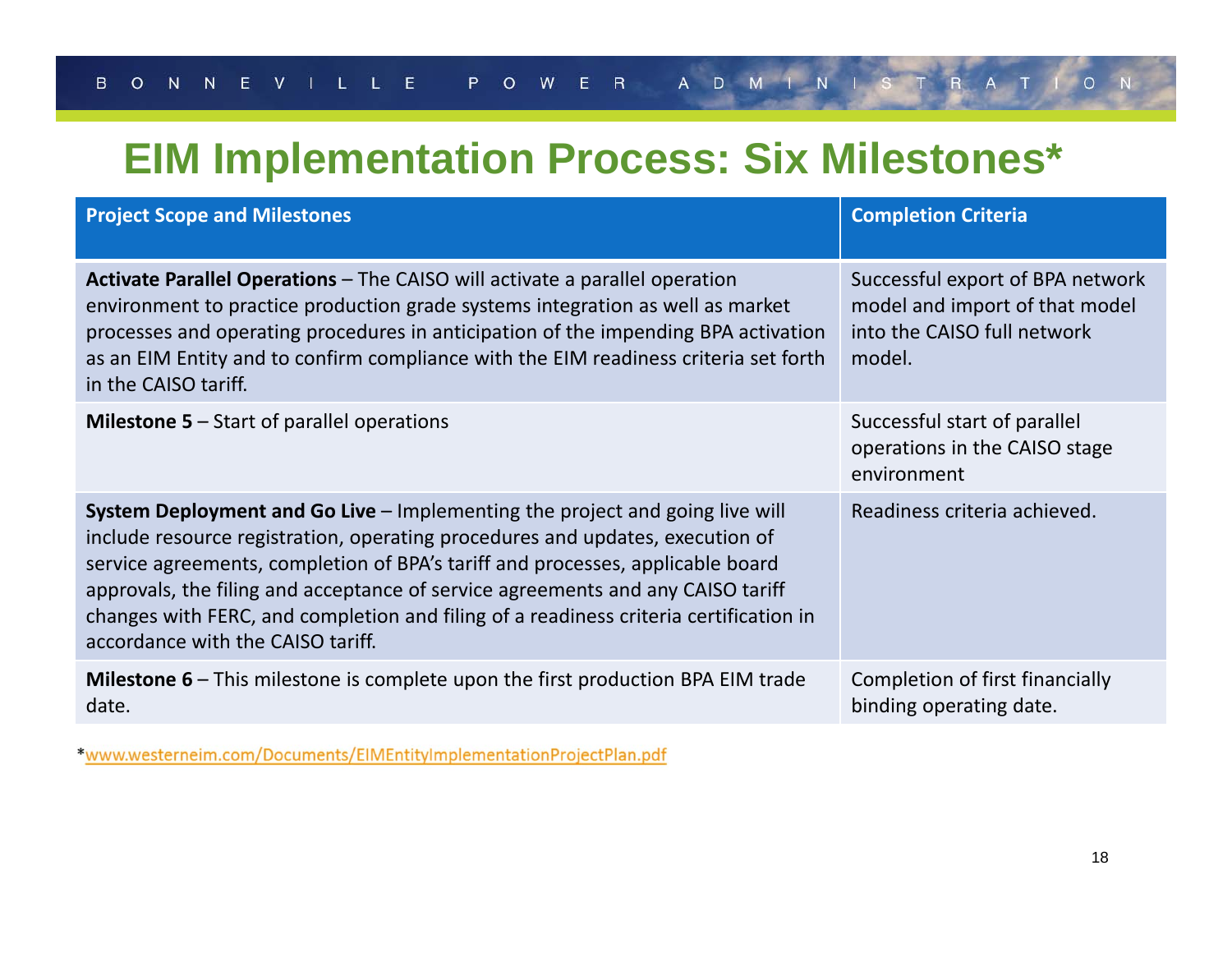# EIM Implementation Process: Six Milestones*

| Project Scope and Milestones | Completion Criteria |
|---|---|
| **Activate Parallel Operations** – The CAISO will activate a parallel operation environment to practice production grade systems integration as well as market processes and operating procedures in anticipation of the impending BPA activation as an EIM Entity and to confirm compliance with the EIM readiness criteria set forth in the CAISO tariff. | Successful export of BPA network model and import of that model into the CAISO full network model. |
| **Milestone 5** – Start of parallel operations | Successful start of parallel operations in the CAISO stage environment |
| **System Deployment and Go Live** – Implementing the project and going live will include resource registration, operating procedures and updates, execution of service agreements, completion of BPA's tariff and processes, applicable board approvals, the filing and acceptance of service agreements and any CAISO tariff changes with FERC, and completion and filing of a readiness criteria certification in accordance with the CAISO tariff. | Readiness criteria achieved. |
| **Milestone 6** – This milestone is complete upon the first production BPA EIM trade date. | Completion of first financially binding operating date. |

*www.westerneim.com/Documents/EIMEntityImplementationProjectPlan.pdf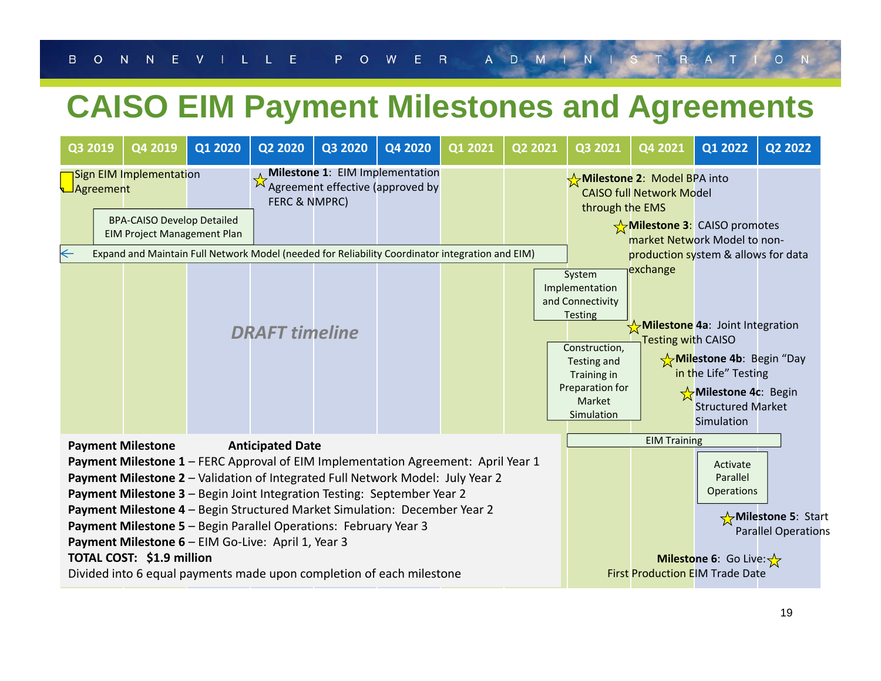# CAISO EIM Payment Milestones and Agreements

| Q3 2019 | Q4 2019 | Q1 2020 | Q2 2020 | Q3 2020 | Q4 2020 | Q1 2021 | Q2 2021 | Q3 2021 | Q4 2021 | Q1 2022 | Q2 2022 |
|---|---|---|---|---|---|---|---|---|---|---|---|

- Sign EIM Implementation Agreement
- BPA-CAISO Develop Detailed EIM Project Management Plan
- **Milestone 1**: EIM Implementation Agreement effective (approved by FERC & NMPRC)
- Expand and Maintain Full Network Model (needed for Reliability Coordinator integration and EIM)
- **Milestone 2**: Model BPA into CAISO full Network Model through the EMS
- **Milestone 3**: CAISO promotes market Network Model to non-production system & allows for data exchange
- System Implementation and Connectivity Testing
- Construction, Testing and Training in Preparation for Market Simulation
- **Milestone 4a**: Joint Integration Testing with CAISO
- **Milestone 4b**: Begin "Day in the Life" Testing
- **Milestone 4c**: Begin Structured Market Simulation
- EIM Training
- Activate Parallel Operations
- **Milestone 5**: Start Parallel Operations
- **Milestone 6**: Go Live: First Production EIM Trade Date

*DRAFT timeline*

**Payment Milestone** **Anticipated Date**

**Payment Milestone 1** – FERC Approval of EIM Implementation Agreement: April Year 1

**Payment Milestone 2** – Validation of Integrated Full Network Model: July Year 2

**Payment Milestone 3** – Begin Joint Integration Testing: September Year 2

**Payment Milestone 4** – Begin Structured Market Simulation: December Year 2

**Payment Milestone 5** – Begin Parallel Operations: February Year 3

**Payment Milestone 6** – EIM Go-Live: April 1, Year 3

**TOTAL COST: $1.9 million**

Divided into 6 equal payments made upon completion of each milestone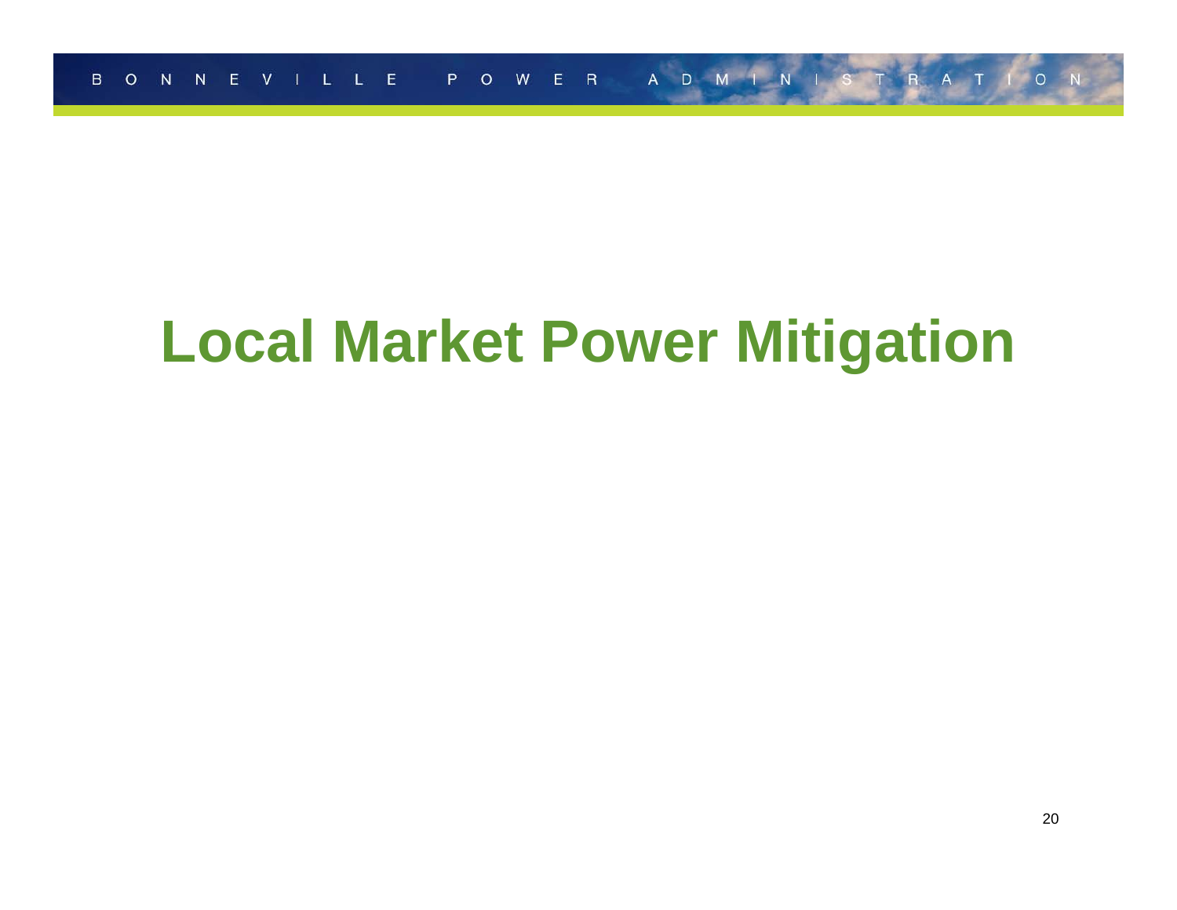# Local Market Power Mitigation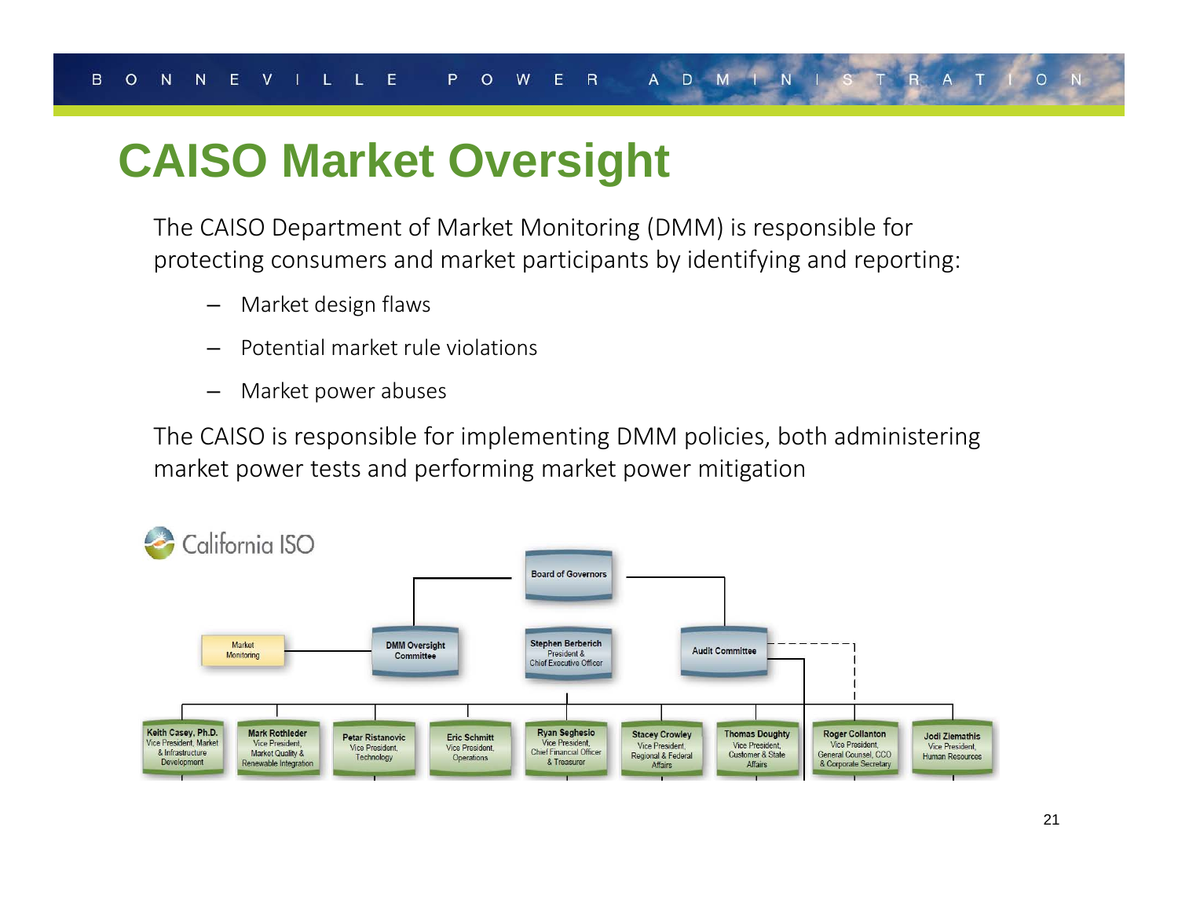# CAISO Market Oversight

The CAISO Department of Market Monitoring (DMM) is responsible for protecting consumers and market participants by identifying and reporting:

- Market design flaws
- Potential market rule violations
- Market power abuses

The CAISO is responsible for implementing DMM policies, both administering market power tests and performing market power mitigation

California ISO

Board of Governors

Market Monitoring

DMM Oversight Committee

Stephen Berberich
President &
Chief Executive Officer

Audit Committee

Keith Casey, Ph.D.
Vice President, Market & Infrastructure Development

Mark Rothleder
Vice President, Market Quality & Renewable Integration

Petar Ristanovic
Vice President, Technology

Eric Schmitt
Vice President, Operations

Ryan Seghesio
Vice President, Chief Financial Officer & Treasurer

Stacey Crowley
Vice President, Regional & Federal Affairs

Thomas Doughty
Vice President, Customer & State Affairs

Roger Collanton
Vice President, General Counsel, CCO & Corporate Secretary

Jodi Ziemathis
Vice President, Human Resources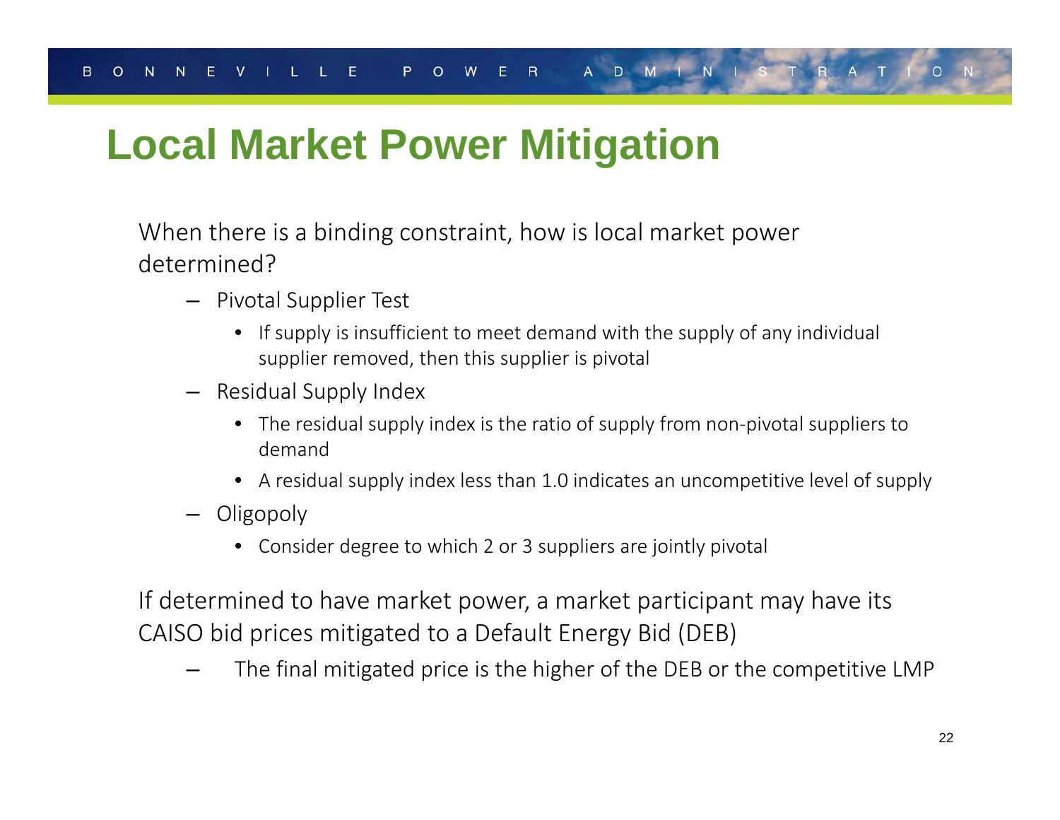# Local Market Power Mitigation

When there is a binding constraint, how is local market power determined?

- Pivotal Supplier Test
  - If supply is insufficient to meet demand with the supply of any individual supplier removed, then this supplier is pivotal
- Residual Supply Index
  - The residual supply index is the ratio of supply from non-pivotal suppliers to demand
  - A residual supply index less than 1.0 indicates an uncompetitive level of supply
- Oligopoly
  - Consider degree to which 2 or 3 suppliers are jointly pivotal

If determined to have market power, a market participant may have its CAISO bid prices mitigated to a Default Energy Bid (DEB)

- The final mitigated price is the higher of the DEB or the competitive LMP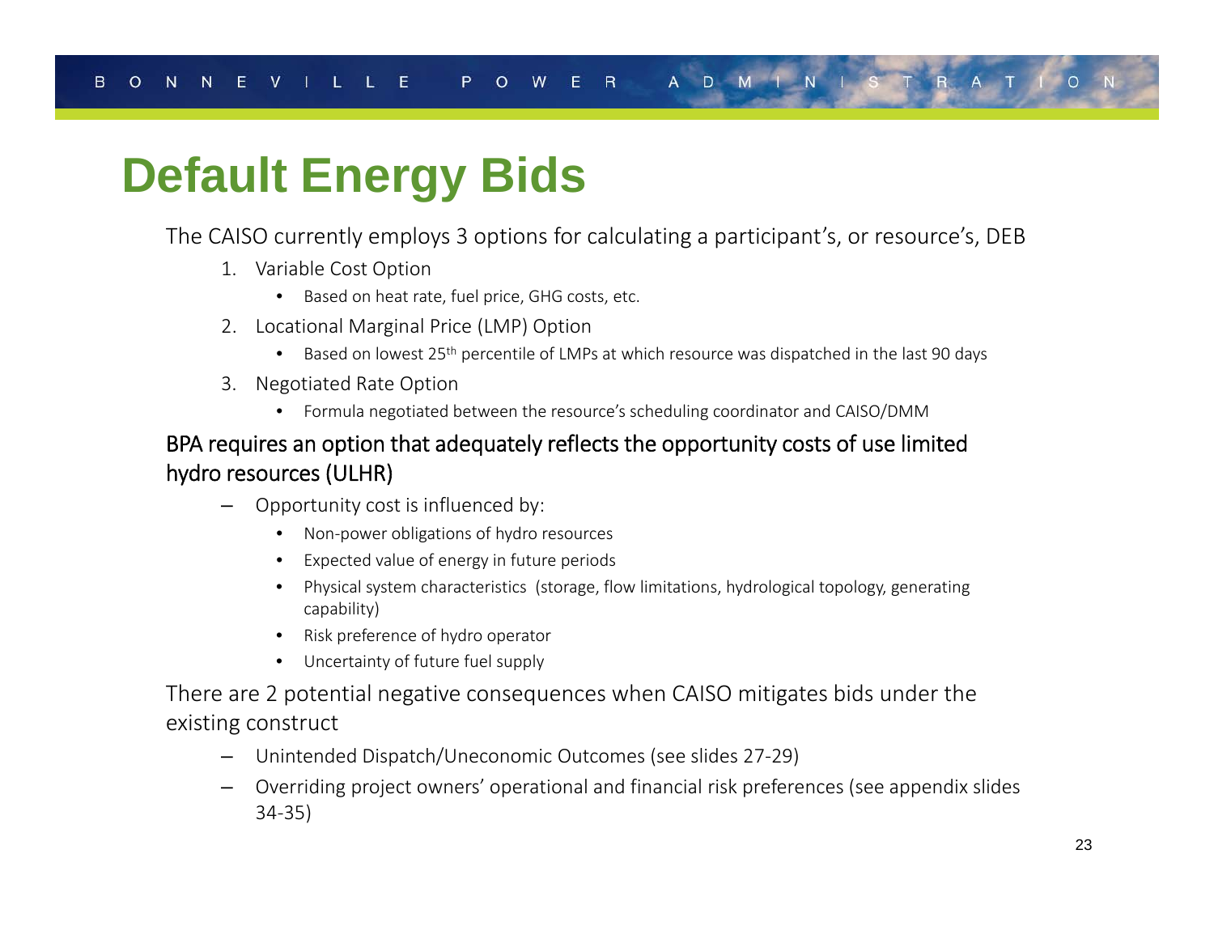# Default Energy Bids

The CAISO currently employs 3 options for calculating a participant's, or resource's, DEB

1. Variable Cost Option
   - Based on heat rate, fuel price, GHG costs, etc.
2. Locational Marginal Price (LMP) Option
   - Based on lowest 25th percentile of LMPs at which resource was dispatched in the last 90 days
3. Negotiated Rate Option
   - Formula negotiated between the resource's scheduling coordinator and CAISO/DMM

BPA requires an option that adequately reflects the opportunity costs of use limited hydro resources (ULHR)

- Opportunity cost is influenced by:
  - Non-power obligations of hydro resources
  - Expected value of energy in future periods
  - Physical system characteristics (storage, flow limitations, hydrological topology, generating capability)
  - Risk preference of hydro operator
  - Uncertainty of future fuel supply

There are 2 potential negative consequences when CAISO mitigates bids under the existing construct

- Unintended Dispatch/Uneconomic Outcomes (see slides 27-29)
- Overriding project owners' operational and financial risk preferences (see appendix slides 34-35)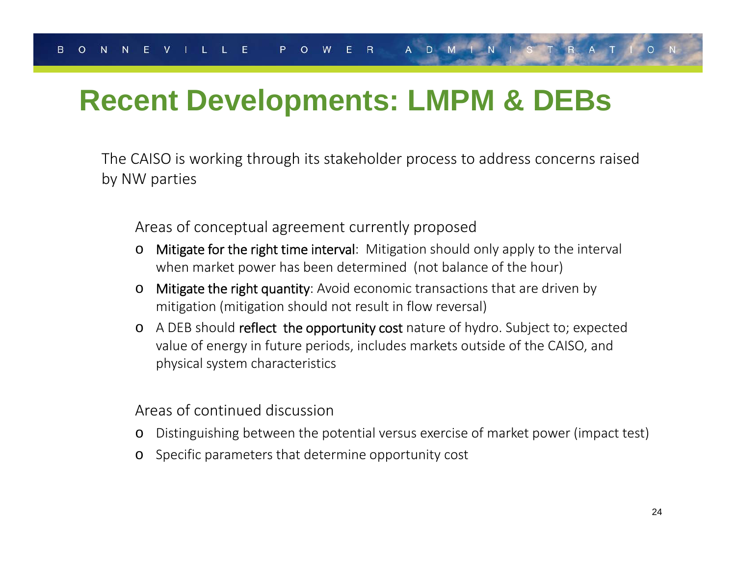# Recent Developments: LMPM & DEBs

The CAISO is working through its stakeholder process to address concerns raised by NW parties

Areas of conceptual agreement currently proposed

- Mitigate for the right time interval: Mitigation should only apply to the interval when market power has been determined (not balance of the hour)
- Mitigate the right quantity: Avoid economic transactions that are driven by mitigation (mitigation should not result in flow reversal)
- A DEB should reflect the opportunity cost nature of hydro. Subject to; expected value of energy in future periods, includes markets outside of the CAISO, and physical system characteristics

Areas of continued discussion

- Distinguishing between the potential versus exercise of market power (impact test)
- Specific parameters that determine opportunity cost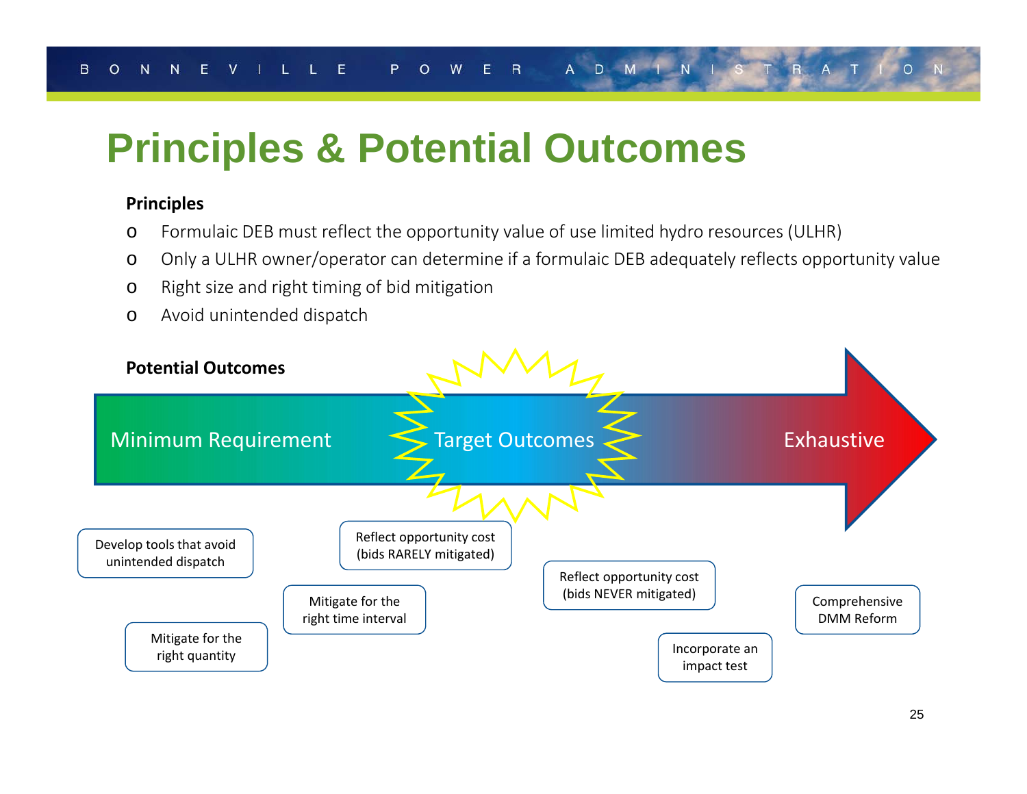# Principles & Potential Outcomes

**Principles**

- Formulaic DEB must reflect the opportunity value of use limited hydro resources (ULHR)
- Only a ULHR owner/operator can determine if a formulaic DEB adequately reflects opportunity value
- Right size and right timing of bid mitigation
- Avoid unintended dispatch

**Potential Outcomes**

Minimum Requirement → Target Outcomes → Exhaustive

- Develop tools that avoid unintended dispatch
- Mitigate for the right quantity
- Mitigate for the right time interval
- Reflect opportunity cost (bids RARELY mitigated)
- Reflect opportunity cost (bids NEVER mitigated)
- Incorporate an impact test
- Comprehensive DMM Reform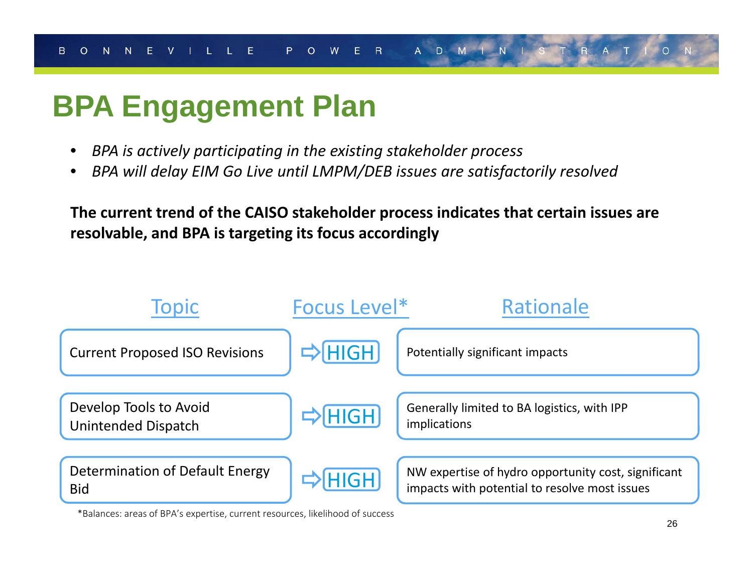# BPA Engagement Plan

- *BPA is actively participating in the existing stakeholder process*
- *BPA will delay EIM Go Live until LMPM/DEB issues are satisfactorily resolved*

**The current trend of the CAISO stakeholder process indicates that certain issues are resolvable, and BPA is targeting its focus accordingly**

| Topic | Focus Level* | Rationale |
|---|---|---|
| Current Proposed ISO Revisions | HIGH | Potentially significant impacts |
| Develop Tools to Avoid Unintended Dispatch | HIGH | Generally limited to BA logistics, with IPP implications |
| Determination of Default Energy Bid | HIGH | NW expertise of hydro opportunity cost, significant impacts with potential to resolve most issues |

*Balances: areas of BPA's expertise, current resources, likelihood of success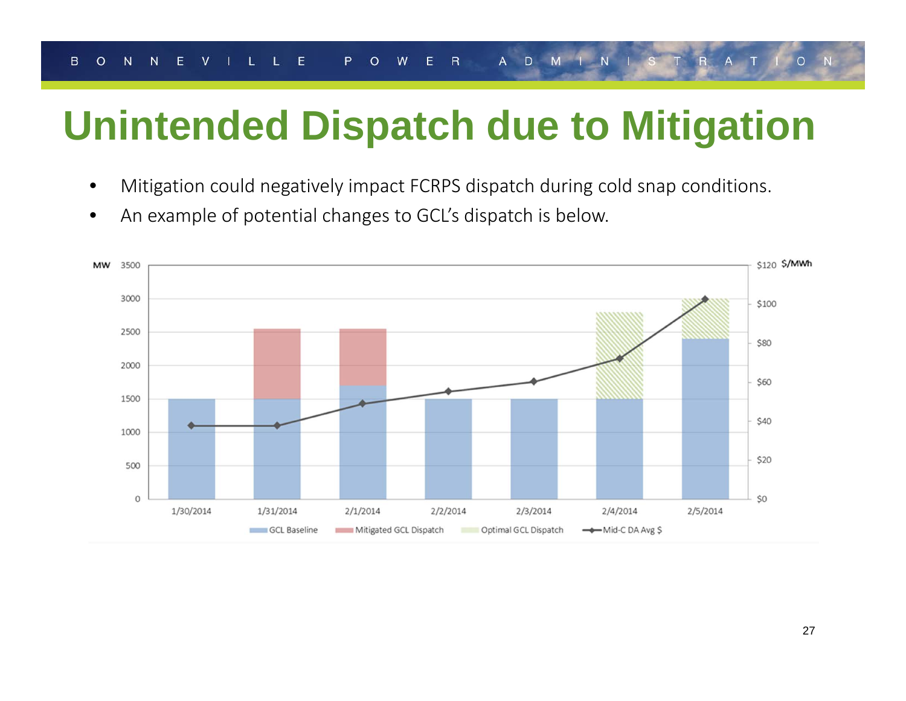# Unintended Dispatch due to Mitigation

- Mitigation could negatively impact FCRPS dispatch during cold snap conditions.
- An example of potential changes to GCL's dispatch is below.

MW | $/MWh

| Date | GCL Baseline | Mitigated GCL Dispatch | Optimal GCL Dispatch | Mid-C DA Avg $ |
|---|---|---|---|---|
| 1/30/2014 | 1500 | | | ~$38 |
| 1/31/2014 | 1500 | ~2550 | | ~$38 |
| 2/1/2014 | ~1700 | ~2550 | | ~$49 |
| 2/2/2014 | 1500 | | | ~$55 |
| 2/3/2014 | 1500 | | | ~$60 |
| 2/4/2014 | 1500 | | ~2800 | ~$72 |
| 2/5/2014 | ~2400 | | ~3000 | ~$102 |

GCL Baseline | Mitigated GCL Dispatch | Optimal GCL Dispatch | Mid-C DA Avg $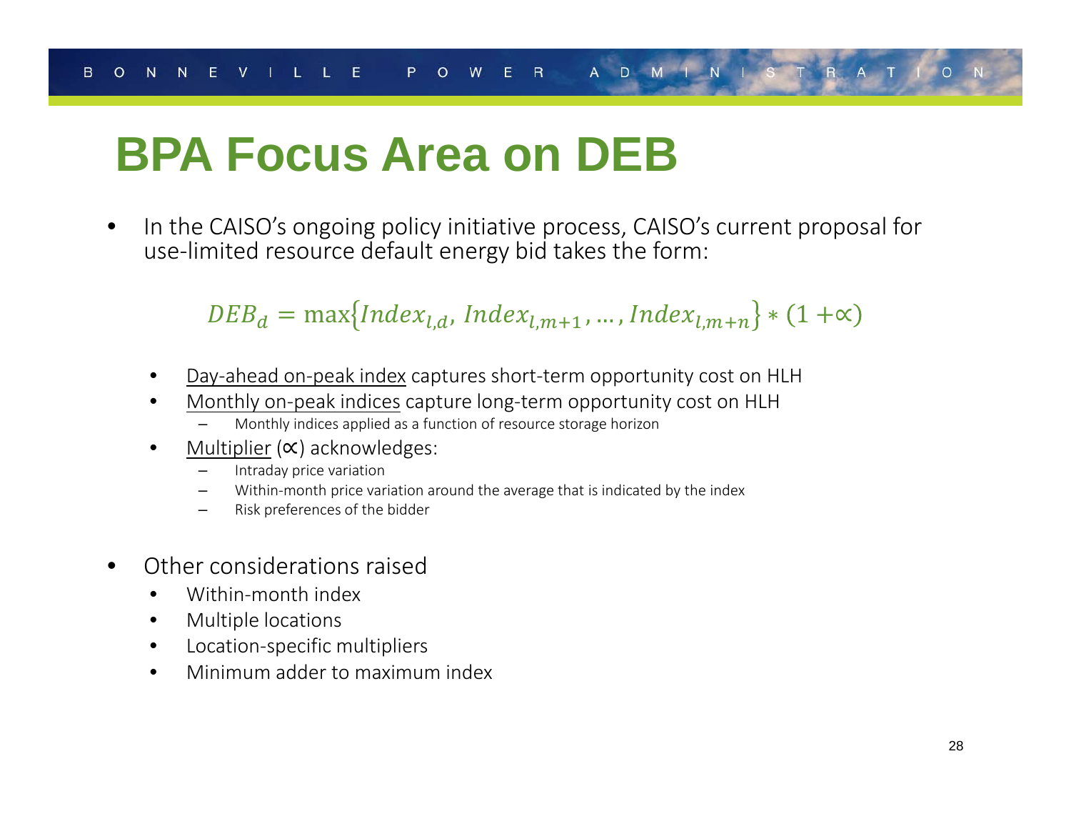# BPA Focus Area on DEB

- In the CAISO's ongoing policy initiative process, CAISO's current proposal for use-limited resource default energy bid takes the form:

$$DEB_d = \max\{Index_{l,d},\ Index_{l,m+1}, \ldots, Index_{l,m+n}\} * (1 + \propto)$$

  - Day-ahead on-peak index captures short-term opportunity cost on HLH
  - Monthly on-peak indices capture long-term opportunity cost on HLH
    - Monthly indices applied as a function of resource storage horizon
  - Multiplier ($\propto$) acknowledges:
    - Intraday price variation
    - Within-month price variation around the average that is indicated by the index
    - Risk preferences of the bidder

- Other considerations raised
  - Within-month index
  - Multiple locations
  - Location-specific multipliers
  - Minimum adder to maximum index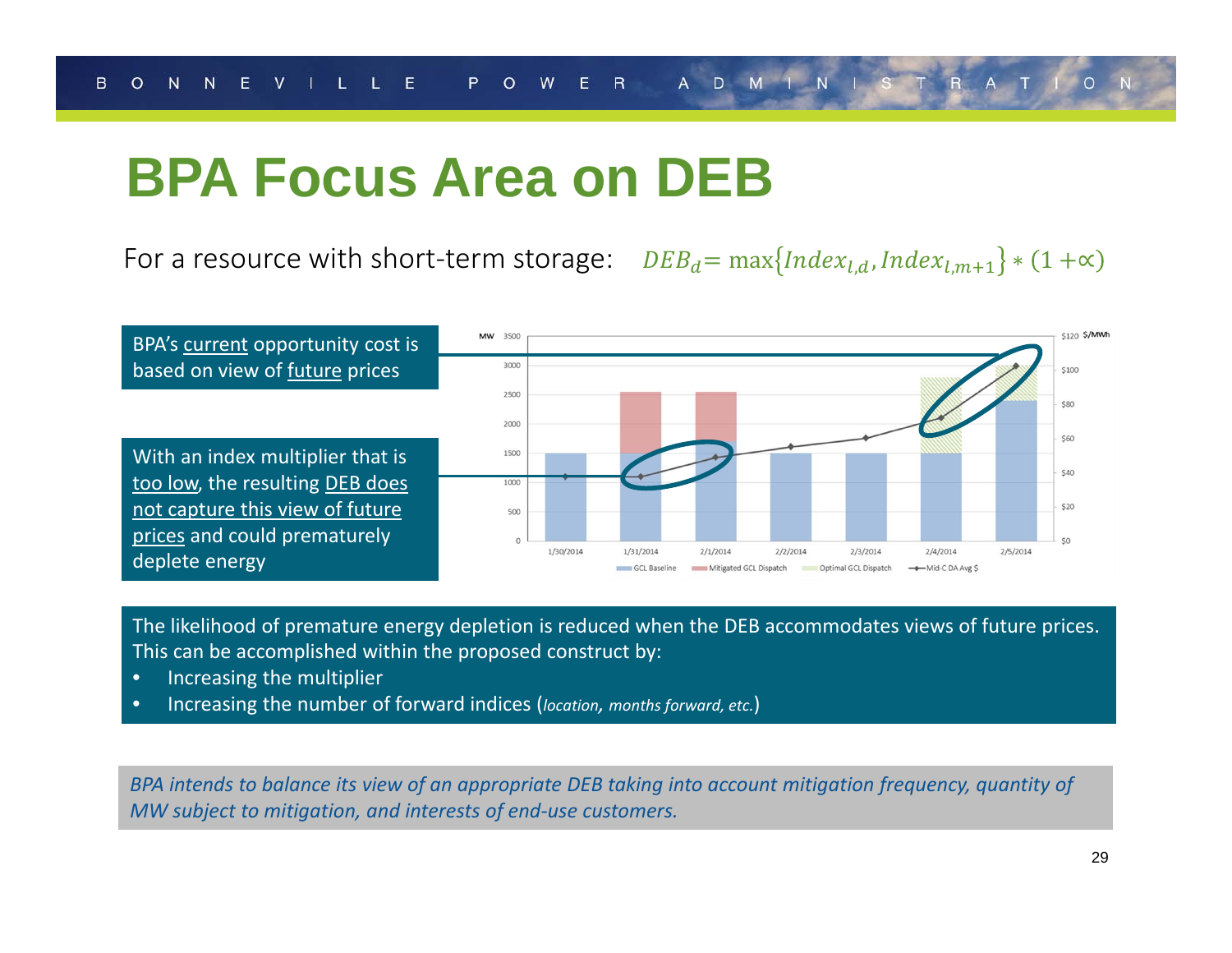# BPA Focus Area on DEB

For a resource with short-term storage: $DEB_d = \max\{Index_{l,d}, Index_{l,m+1}\} * (1 + \propto)$

BPA's <u>current</u> opportunity cost is based on view of <u>future</u> prices

With an index multiplier that is <u>too low</u>, the resulting <u>DEB does not capture this view of future prices</u> and could prematurely deplete energy

The likelihood of premature energy depletion is reduced when the DEB accommodates views of future prices. This can be accomplished within the proposed construct by:

- Increasing the multiplier
- Increasing the number of forward indices (*location, months forward, etc.*)

*BPA intends to balance its view of an appropriate DEB taking into account mitigation frequency, quantity of MW subject to mitigation, and interests of end-use customers.*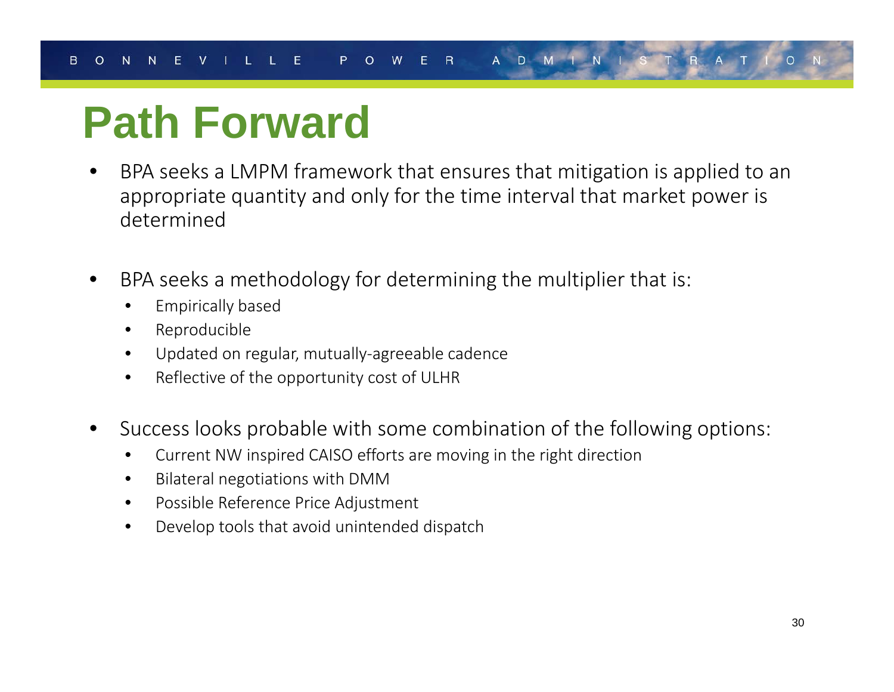# Path Forward

- BPA seeks a LMPM framework that ensures that mitigation is applied to an appropriate quantity and only for the time interval that market power is determined
- BPA seeks a methodology for determining the multiplier that is:
  - Empirically based
  - Reproducible
  - Updated on regular, mutually-agreeable cadence
  - Reflective of the opportunity cost of ULHR
- Success looks probable with some combination of the following options:
  - Current NW inspired CAISO efforts are moving in the right direction
  - Bilateral negotiations with DMM
  - Possible Reference Price Adjustment
  - Develop tools that avoid unintended dispatch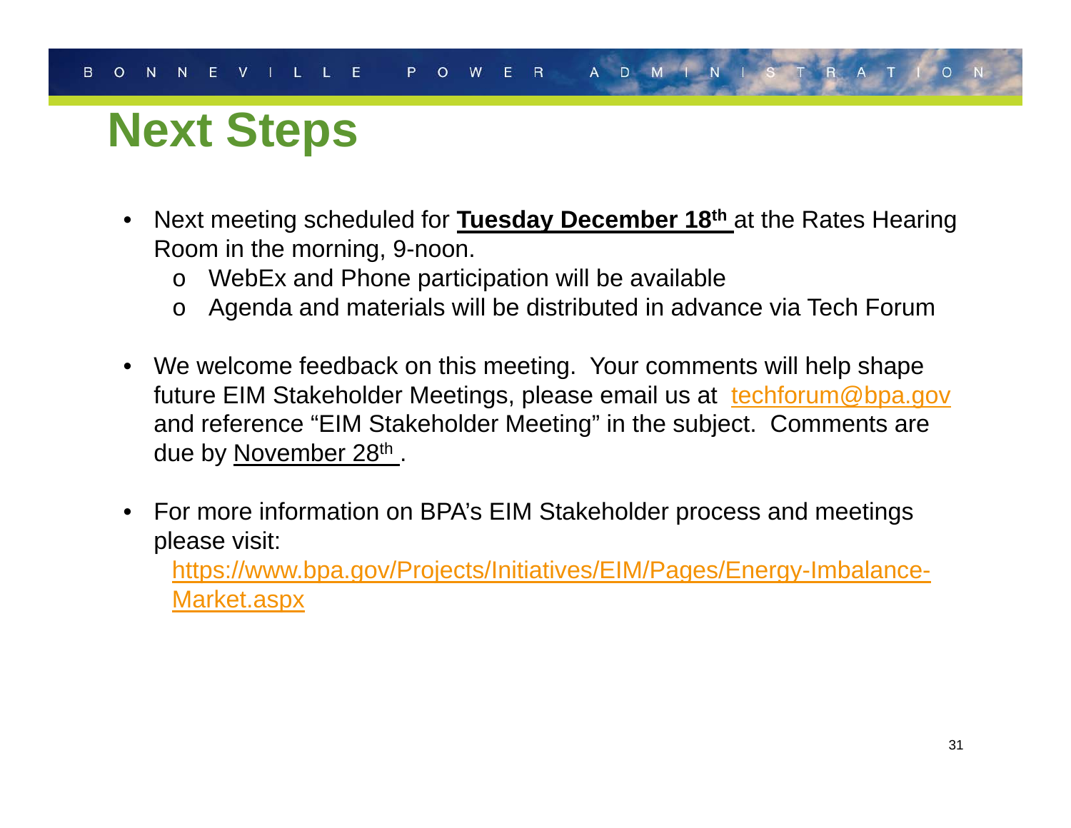# Next Steps

- Next meeting scheduled for **Tuesday December 18th** at the Rates Hearing Room in the morning, 9-noon.
  - WebEx and Phone participation will be available
  - Agenda and materials will be distributed in advance via Tech Forum

- We welcome feedback on this meeting. Your comments will help shape future EIM Stakeholder Meetings, please email us at techforum@bpa.gov and reference "EIM Stakeholder Meeting" in the subject. Comments are due by November 28th.

- For more information on BPA's EIM Stakeholder process and meetings please visit:
  https://www.bpa.gov/Projects/Initiatives/EIM/Pages/Energy-Imbalance-Market.aspx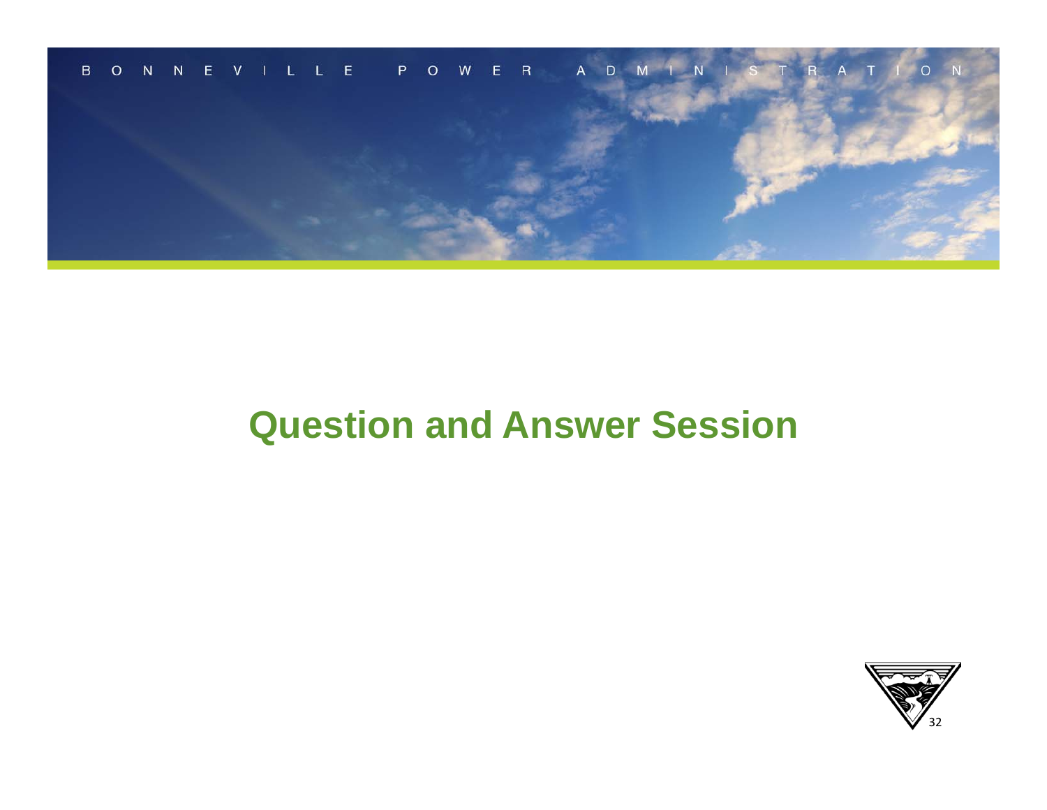# Question and Answer Session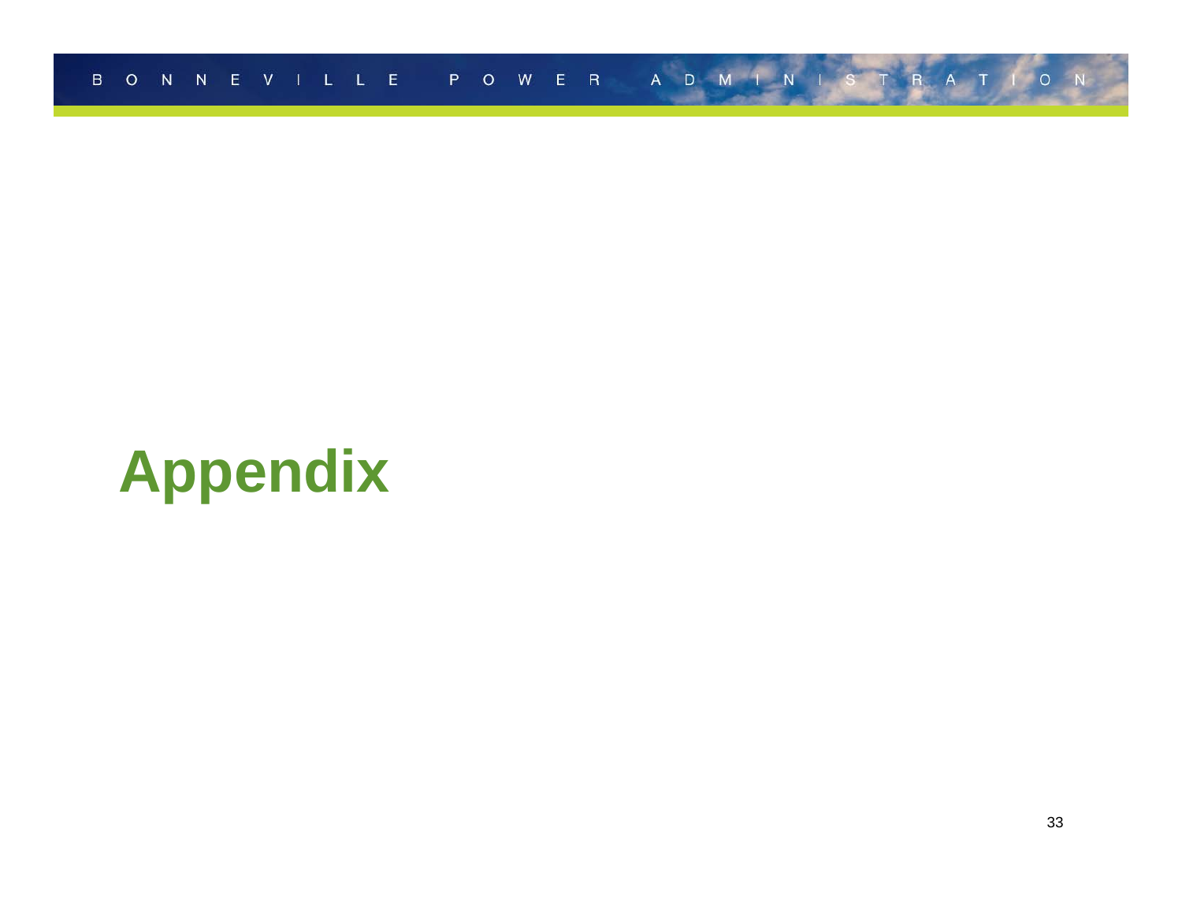# Appendix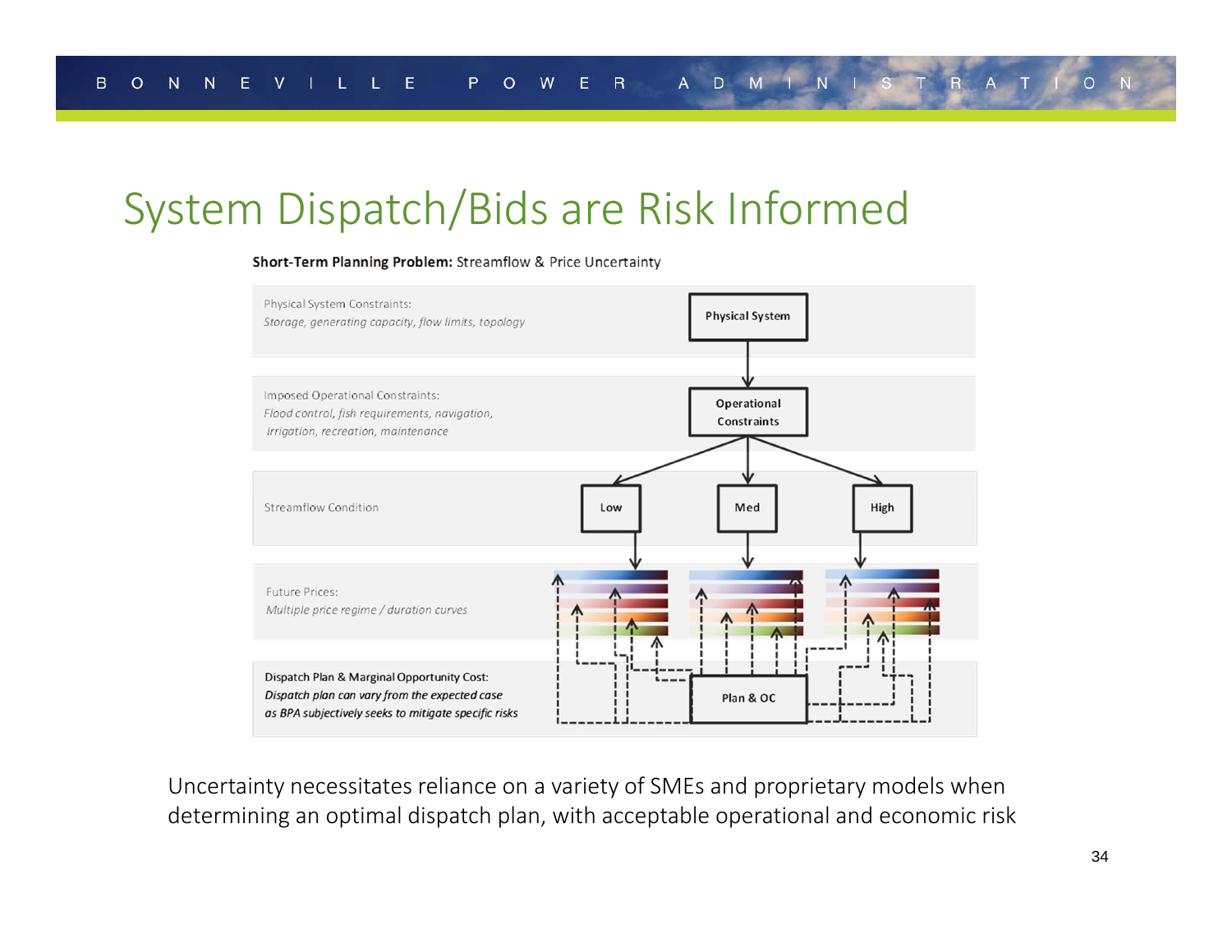# System Dispatch/Bids are Risk Informed

**Short-Term Planning Problem:** Streamflow & Price Uncertainty

Physical System Constraints:
*Storage, generating capacity, flow limits, topology*

Physical System

Imposed Operational Constraints:
*Flood control, fish requirements, navigation, irrigation, recreation, maintenance*

Operational Constraints

Streamflow Condition

Low

Med

High

Future Prices:
*Multiple price regime / duration curves*

Dispatch Plan & Marginal Opportunity Cost:
*Dispatch plan can vary from the expected case as BPA subjectively seeks to mitigate specific risks*

Plan & OC

Uncertainty necessitates reliance on a variety of SMEs and proprietary models when determining an optimal dispatch plan, with acceptable operational and economic risk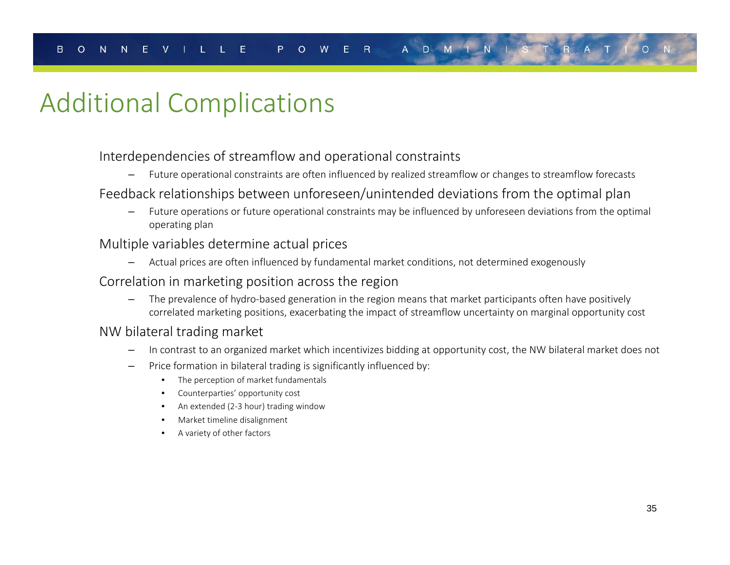# Additional Complications

- Interdependencies of streamflow and operational constraints
  - Future operational constraints are often influenced by realized streamflow or changes to streamflow forecasts
- Feedback relationships between unforeseen/unintended deviations from the optimal plan
  - Future operations or future operational constraints may be influenced by unforeseen deviations from the optimal operating plan
- Multiple variables determine actual prices
  - Actual prices are often influenced by fundamental market conditions, not determined exogenously
- Correlation in marketing position across the region
  - The prevalence of hydro-based generation in the region means that market participants often have positively correlated marketing positions, exacerbating the impact of streamflow uncertainty on marginal opportunity cost
- NW bilateral trading market
  - In contrast to an organized market which incentivizes bidding at opportunity cost, the NW bilateral market does not
  - Price formation in bilateral trading is significantly influenced by:
    - The perception of market fundamentals
    - Counterparties' opportunity cost
    - An extended (2-3 hour) trading window
    - Market timeline disalignment
    - A variety of other factors